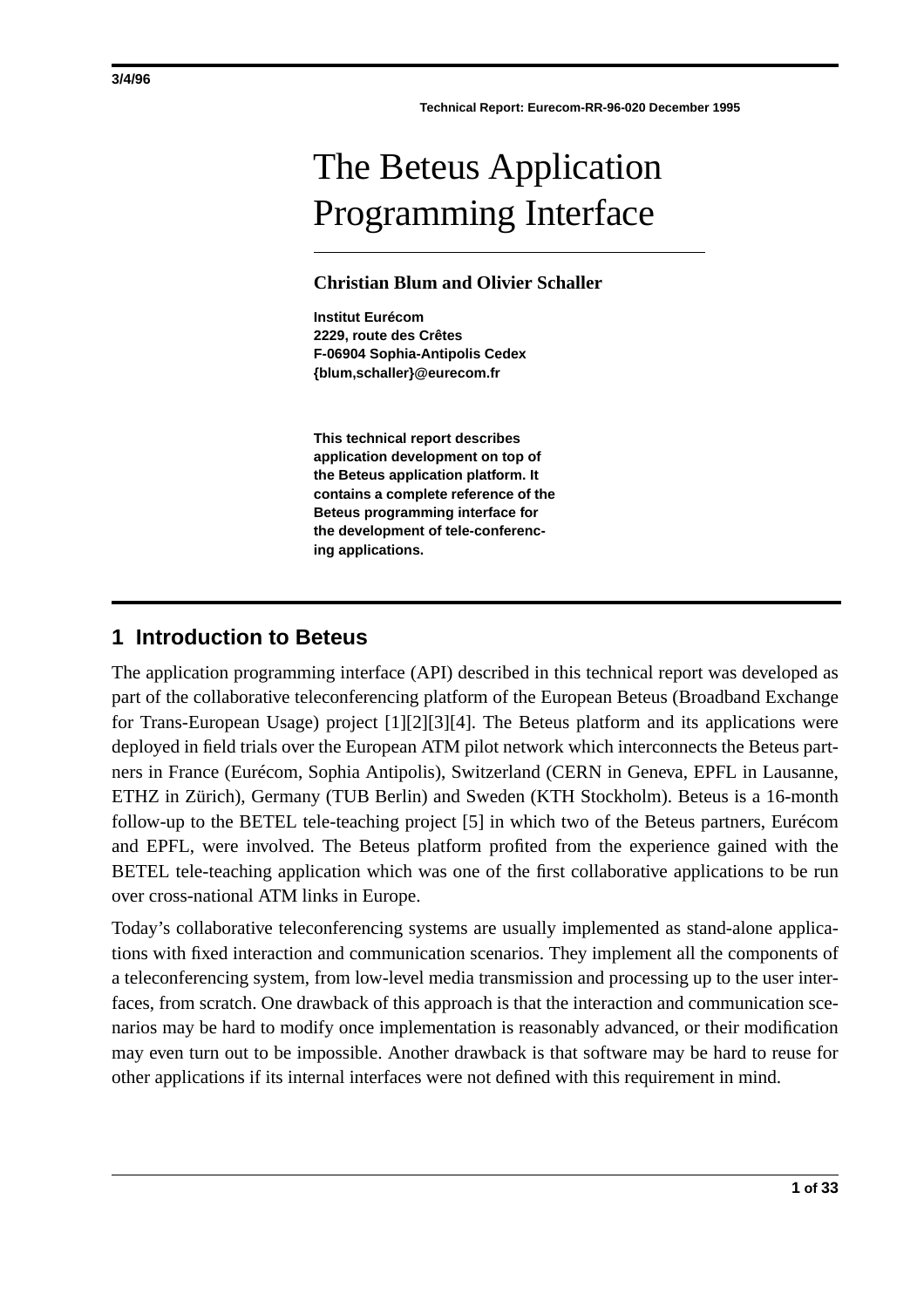3/4/96

**Technical Report: Eurecom-RR-96-020 December 1995**

# The Beteus Application Programming Interface

**Christian Blum and Olivier Schaller**

**Institut Eurécom**
**2229, route des Crêtes**
**F-06904 Sophia-Antipolis Cedex**
**{blum,schaller}@eurecom.fr**

**This technical report describes application development on top of the Beteus application platform. It contains a complete reference of the Beteus programming interface for the development of tele-conferencing applications.**

## 1 Introduction to Beteus

The application programming interface (API) described in this technical report was developed as part of the collaborative teleconferencing platform of the European Beteus (Broadband Exchange for Trans-European Usage) project [1][2][3][4]. The Beteus platform and its applications were deployed in field trials over the European ATM pilot network which interconnects the Beteus partners in France (Eurécom, Sophia Antipolis), Switzerland (CERN in Geneva, EPFL in Lausanne, ETHZ in Zürich), Germany (TUB Berlin) and Sweden (KTH Stockholm). Beteus is a 16-month follow-up to the BETEL tele-teaching project [5] in which two of the Beteus partners, Eurécom and EPFL, were involved. The Beteus platform profited from the experience gained with the BETEL tele-teaching application which was one of the first collaborative applications to be run over cross-national ATM links in Europe.

Today's collaborative teleconferencing systems are usually implemented as stand-alone applications with fixed interaction and communication scenarios. They implement all the components of a teleconferencing system, from low-level media transmission and processing up to the user interfaces, from scratch. One drawback of this approach is that the interaction and communication scenarios may be hard to modify once implementation is reasonably advanced, or their modification may even turn out to be impossible. Another drawback is that software may be hard to reuse for other applications if its internal interfaces were not defined with this requirement in mind.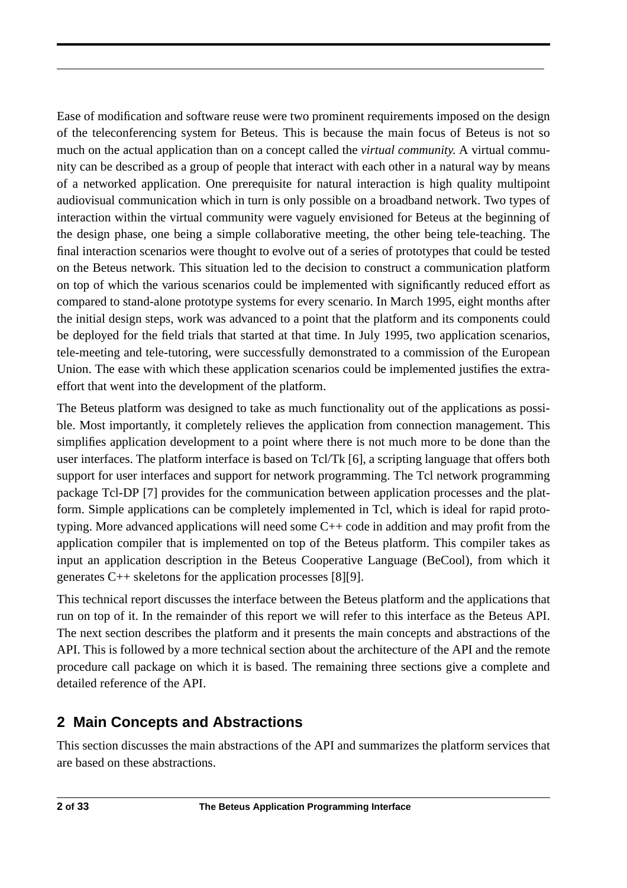Ease of modification and software reuse were two prominent requirements imposed on the design of the teleconferencing system for Beteus. This is because the main focus of Beteus is not so much on the actual application than on a concept called the *virtual community.* A virtual community can be described as a group of people that interact with each other in a natural way by means of a networked application. One prerequisite for natural interaction is high quality multipoint audiovisual communication which in turn is only possible on a broadband network. Two types of interaction within the virtual community were vaguely envisioned for Beteus at the beginning of the design phase, one being a simple collaborative meeting, the other being tele-teaching. The final interaction scenarios were thought to evolve out of a series of prototypes that could be tested on the Beteus network. This situation led to the decision to construct a communication platform on top of which the various scenarios could be implemented with significantly reduced effort as compared to stand-alone prototype systems for every scenario. In March 1995, eight months after the initial design steps, work was advanced to a point that the platform and its components could be deployed for the field trials that started at that time. In July 1995, two application scenarios, tele-meeting and tele-tutoring, were successfully demonstrated to a commission of the European Union. The ease with which these application scenarios could be implemented justifies the extra-effort that went into the development of the platform.

The Beteus platform was designed to take as much functionality out of the applications as possible. Most importantly, it completely relieves the application from connection management. This simplifies application development to a point where there is not much more to be done than the user interfaces. The platform interface is based on Tcl/Tk [6], a scripting language that offers both support for user interfaces and support for network programming. The Tcl network programming package Tcl-DP [7] provides for the communication between application processes and the platform. Simple applications can be completely implemented in Tcl, which is ideal for rapid prototyping. More advanced applications will need some C++ code in addition and may profit from the application compiler that is implemented on top of the Beteus platform. This compiler takes as input an application description in the Beteus Cooperative Language (BeCool), from which it generates C++ skeletons for the application processes [8][9].

This technical report discusses the interface between the Beteus platform and the applications that run on top of it. In the remainder of this report we will refer to this interface as the Beteus API. The next section describes the platform and it presents the main concepts and abstractions of the API. This is followed by a more technical section about the architecture of the API and the remote procedure call package on which it is based. The remaining three sections give a complete and detailed reference of the API.

## 2 Main Concepts and Abstractions

This section discusses the main abstractions of the API and summarizes the platform services that are based on these abstractions.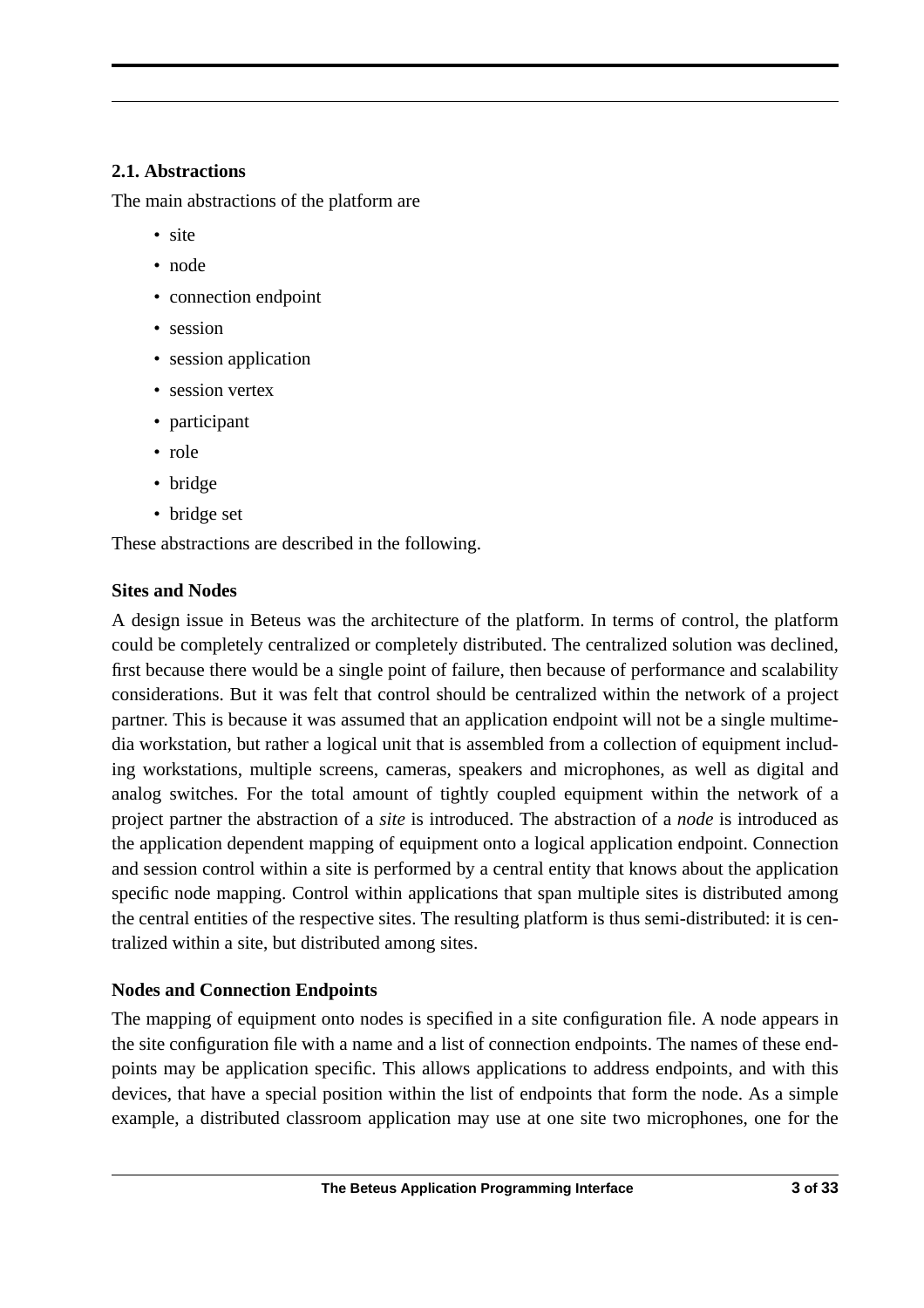### 2.1. Abstractions

The main abstractions of the platform are

- site
- node
- connection endpoint
- session
- session application
- session vertex
- participant
- role
- bridge
- bridge set

These abstractions are described in the following.

#### Sites and Nodes

A design issue in Beteus was the architecture of the platform. In terms of control, the platform could be completely centralized or completely distributed. The centralized solution was declined, first because there would be a single point of failure, then because of performance and scalability considerations. But it was felt that control should be centralized within the network of a project partner. This is because it was assumed that an application endpoint will not be a single multimedia workstation, but rather a logical unit that is assembled from a collection of equipment including workstations, multiple screens, cameras, speakers and microphones, as well as digital and analog switches. For the total amount of tightly coupled equipment within the network of a project partner the abstraction of a *site* is introduced. The abstraction of a *node* is introduced as the application dependent mapping of equipment onto a logical application endpoint. Connection and session control within a site is performed by a central entity that knows about the application specific node mapping. Control within applications that span multiple sites is distributed among the central entities of the respective sites. The resulting platform is thus semi-distributed: it is centralized within a site, but distributed among sites.

#### Nodes and Connection Endpoints

The mapping of equipment onto nodes is specified in a site configuration file. A node appears in the site configuration file with a name and a list of connection endpoints. The names of these endpoints may be application specific. This allows applications to address endpoints, and with this devices, that have a special position within the list of endpoints that form the node. As a simple example, a distributed classroom application may use at one site two microphones, one for the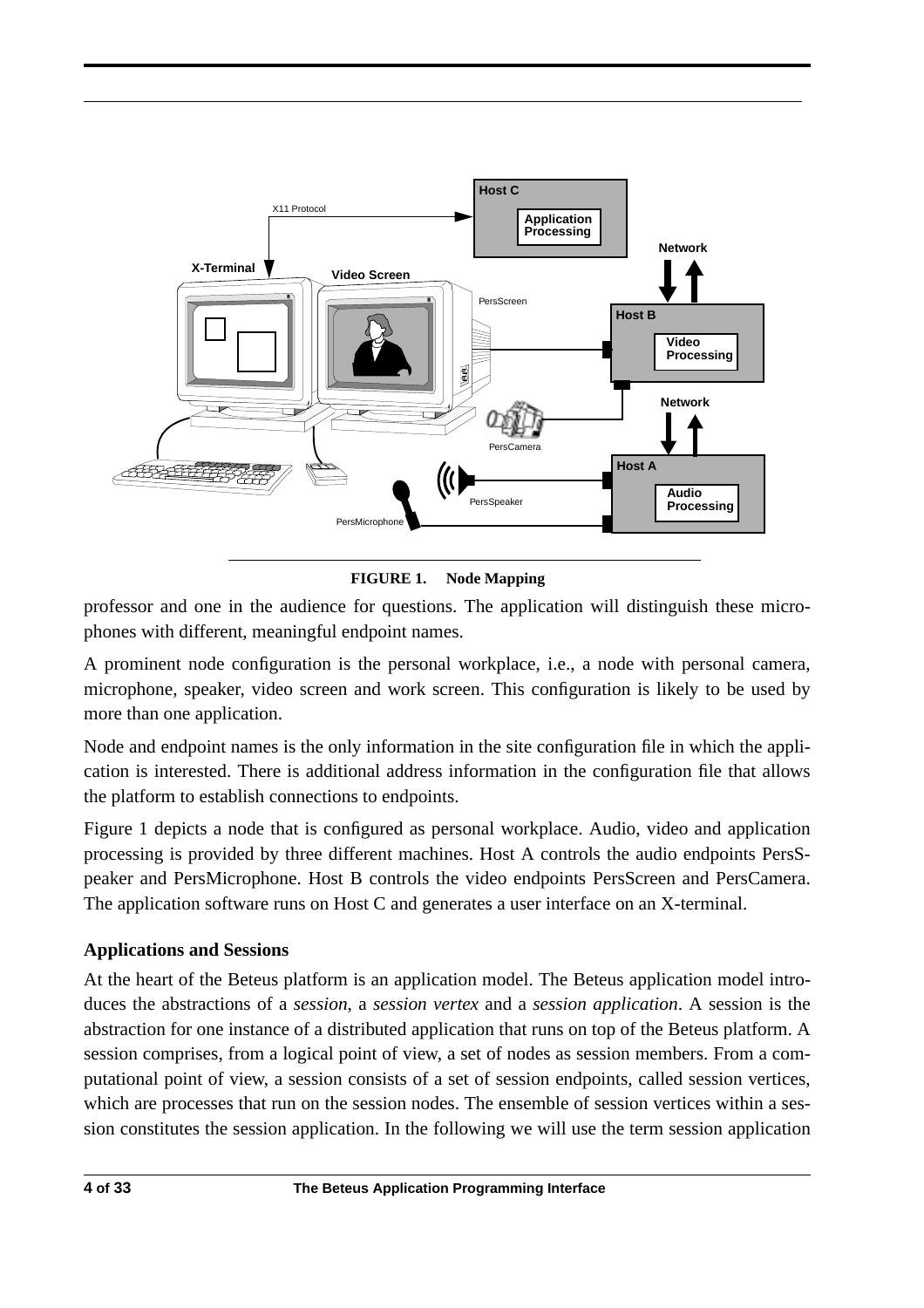FIGURE 1. Node Mapping

professor and one in the audience for questions. The application will distinguish these microphones with different, meaningful endpoint names.

A prominent node configuration is the personal workplace, i.e., a node with personal camera, microphone, speaker, video screen and work screen. This configuration is likely to be used by more than one application.

Node and endpoint names is the only information in the site configuration file in which the application is interested. There is additional address information in the configuration file that allows the platform to establish connections to endpoints.

Figure 1 depicts a node that is configured as personal workplace. Audio, video and application processing is provided by three different machines. Host A controls the audio endpoints PersSpeaker and PersMicrophone. Host B controls the video endpoints PersScreen and PersCamera. The application software runs on Host C and generates a user interface on an X-terminal.

### Applications and Sessions

At the heart of the Beteus platform is an application model. The Beteus application model introduces the abstractions of a *session*, a *session vertex* and a *session application*. A session is the abstraction for one instance of a distributed application that runs on top of the Beteus platform. A session comprises, from a logical point of view, a set of nodes as session members. From a computational point of view, a session consists of a set of session endpoints, called session vertices, which are processes that run on the session nodes. The ensemble of session vertices within a session constitutes the session application. In the following we will use the term session application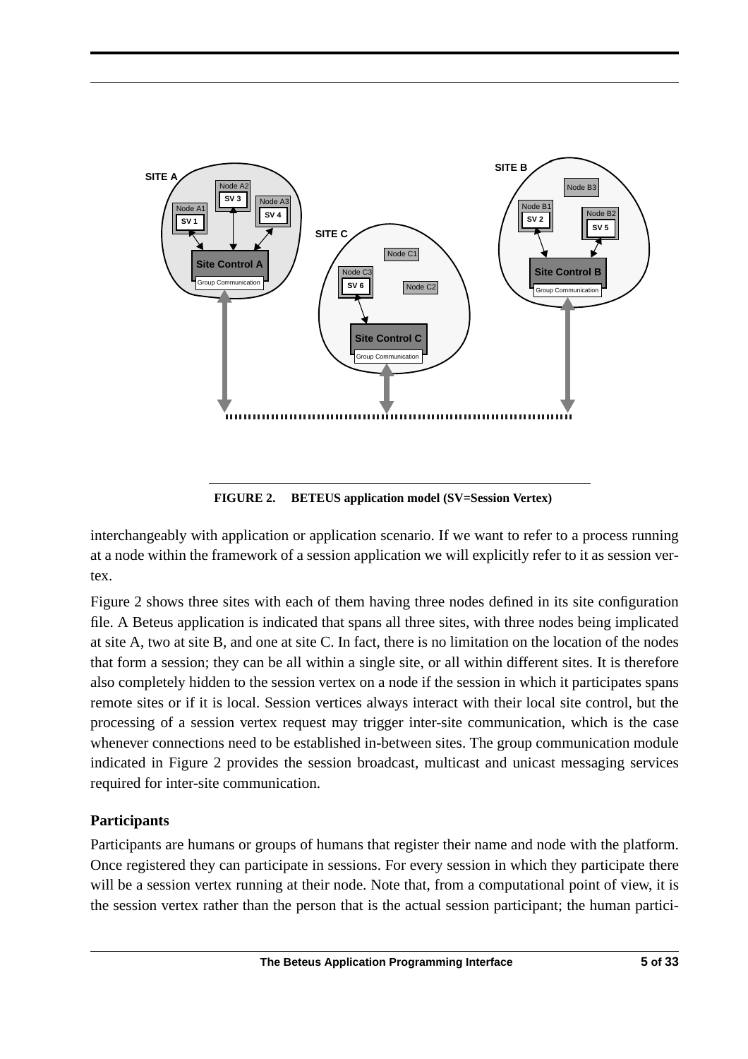FIGURE 2. BETEUS application model (SV=Session Vertex)

interchangeably with application or application scenario. If we want to refer to a process running at a node within the framework of a session application we will explicitly refer to it as session vertex.

Figure 2 shows three sites with each of them having three nodes defined in its site configuration file. A Beteus application is indicated that spans all three sites, with three nodes being implicated at site A, two at site B, and one at site C. In fact, there is no limitation on the location of the nodes that form a session; they can be all within a single site, or all within different sites. It is therefore also completely hidden to the session vertex on a node if the session in which it participates spans remote sites or if it is local. Session vertices always interact with their local site control, but the processing of a session vertex request may trigger inter-site communication, which is the case whenever connections need to be established in-between sites. The group communication module indicated in Figure 2 provides the session broadcast, multicast and unicast messaging services required for inter-site communication.

### Participants

Participants are humans or groups of humans that register their name and node with the platform. Once registered they can participate in sessions. For every session in which they participate there will be a session vertex running at their node. Note that, from a computational point of view, it is the session vertex rather than the person that is the actual session participant; the human partici-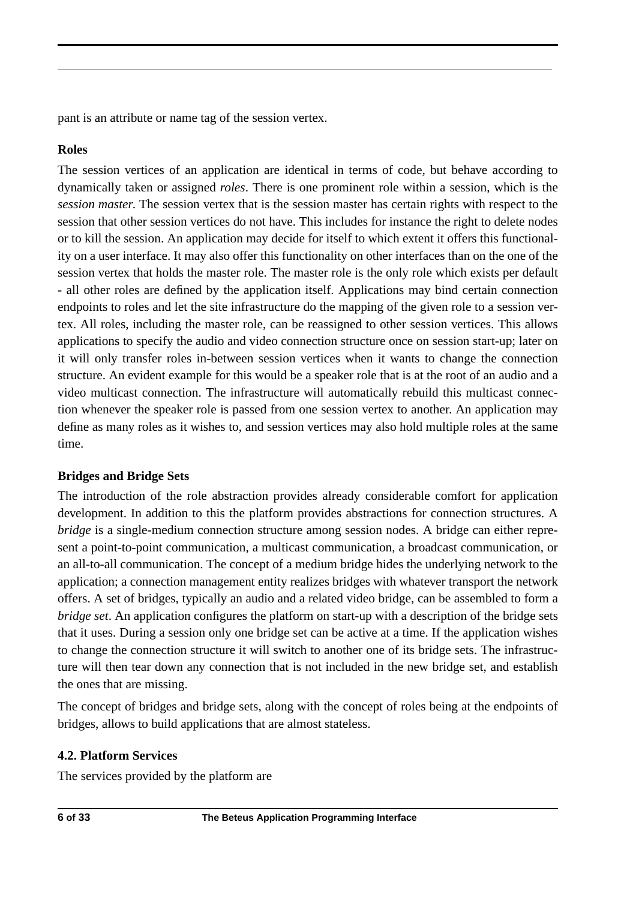pant is an attribute or name tag of the session vertex.

**Roles**

The session vertices of an application are identical in terms of code, but behave according to dynamically taken or assigned *roles*. There is one prominent role within a session, which is the *session master.* The session vertex that is the session master has certain rights with respect to the session that other session vertices do not have. This includes for instance the right to delete nodes or to kill the session. An application may decide for itself to which extent it offers this functionality on a user interface. It may also offer this functionality on other interfaces than on the one of the session vertex that holds the master role. The master role is the only role which exists per default - all other roles are defined by the application itself. Applications may bind certain connection endpoints to roles and let the site infrastructure do the mapping of the given role to a session vertex. All roles, including the master role, can be reassigned to other session vertices. This allows applications to specify the audio and video connection structure once on session start-up; later on it will only transfer roles in-between session vertices when it wants to change the connection structure. An evident example for this would be a speaker role that is at the root of an audio and a video multicast connection. The infrastructure will automatically rebuild this multicast connection whenever the speaker role is passed from one session vertex to another. An application may define as many roles as it wishes to, and session vertices may also hold multiple roles at the same time.

**Bridges and Bridge Sets**

The introduction of the role abstraction provides already considerable comfort for application development. In addition to this the platform provides abstractions for connection structures. A *bridge* is a single-medium connection structure among session nodes. A bridge can either represent a point-to-point communication, a multicast communication, a broadcast communication, or an all-to-all communication. The concept of a medium bridge hides the underlying network to the application; a connection management entity realizes bridges with whatever transport the network offers. A set of bridges, typically an audio and a related video bridge, can be assembled to form a *bridge set*. An application configures the platform on start-up with a description of the bridge sets that it uses. During a session only one bridge set can be active at a time. If the application wishes to change the connection structure it will switch to another one of its bridge sets. The infrastructure will then tear down any connection that is not included in the new bridge set, and establish the ones that are missing.

The concept of bridges and bridge sets, along with the concept of roles being at the endpoints of bridges, allows to build applications that are almost stateless.

## 4.2. Platform Services

The services provided by the platform are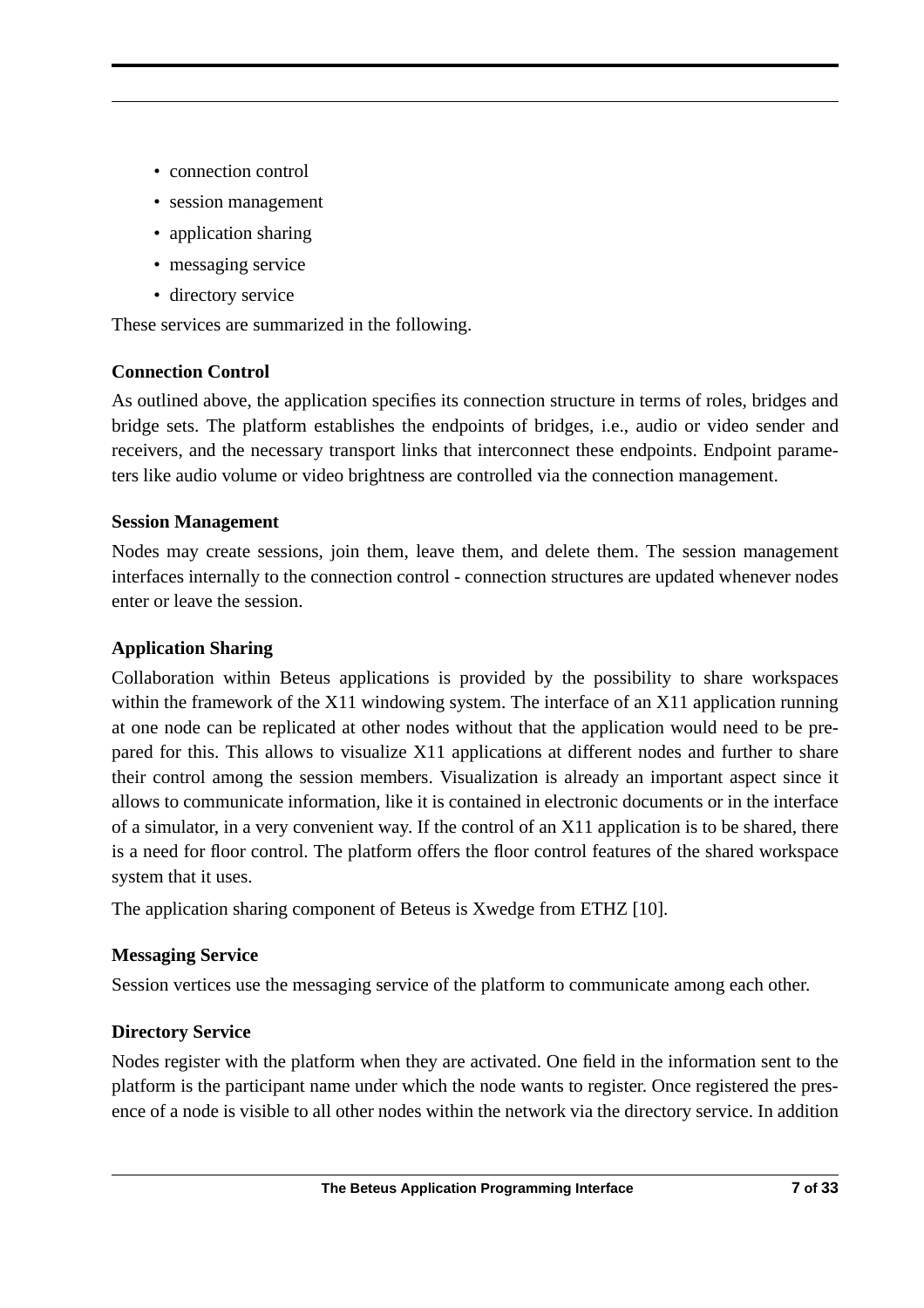- connection control
- session management
- application sharing
- messaging service
- directory service

These services are summarized in the following.

**Connection Control**

As outlined above, the application specifies its connection structure in terms of roles, bridges and bridge sets. The platform establishes the endpoints of bridges, i.e., audio or video sender and receivers, and the necessary transport links that interconnect these endpoints. Endpoint parameters like audio volume or video brightness are controlled via the connection management.

**Session Management**

Nodes may create sessions, join them, leave them, and delete them. The session management interfaces internally to the connection control - connection structures are updated whenever nodes enter or leave the session.

**Application Sharing**

Collaboration within Beteus applications is provided by the possibility to share workspaces within the framework of the X11 windowing system. The interface of an X11 application running at one node can be replicated at other nodes without that the application would need to be prepared for this. This allows to visualize X11 applications at different nodes and further to share their control among the session members. Visualization is already an important aspect since it allows to communicate information, like it is contained in electronic documents or in the interface of a simulator, in a very convenient way. If the control of an X11 application is to be shared, there is a need for floor control. The platform offers the floor control features of the shared workspace system that it uses.

The application sharing component of Beteus is Xwedge from ETHZ [10].

**Messaging Service**

Session vertices use the messaging service of the platform to communicate among each other.

**Directory Service**

Nodes register with the platform when they are activated. One field in the information sent to the platform is the participant name under which the node wants to register. Once registered the presence of a node is visible to all other nodes within the network via the directory service. In addition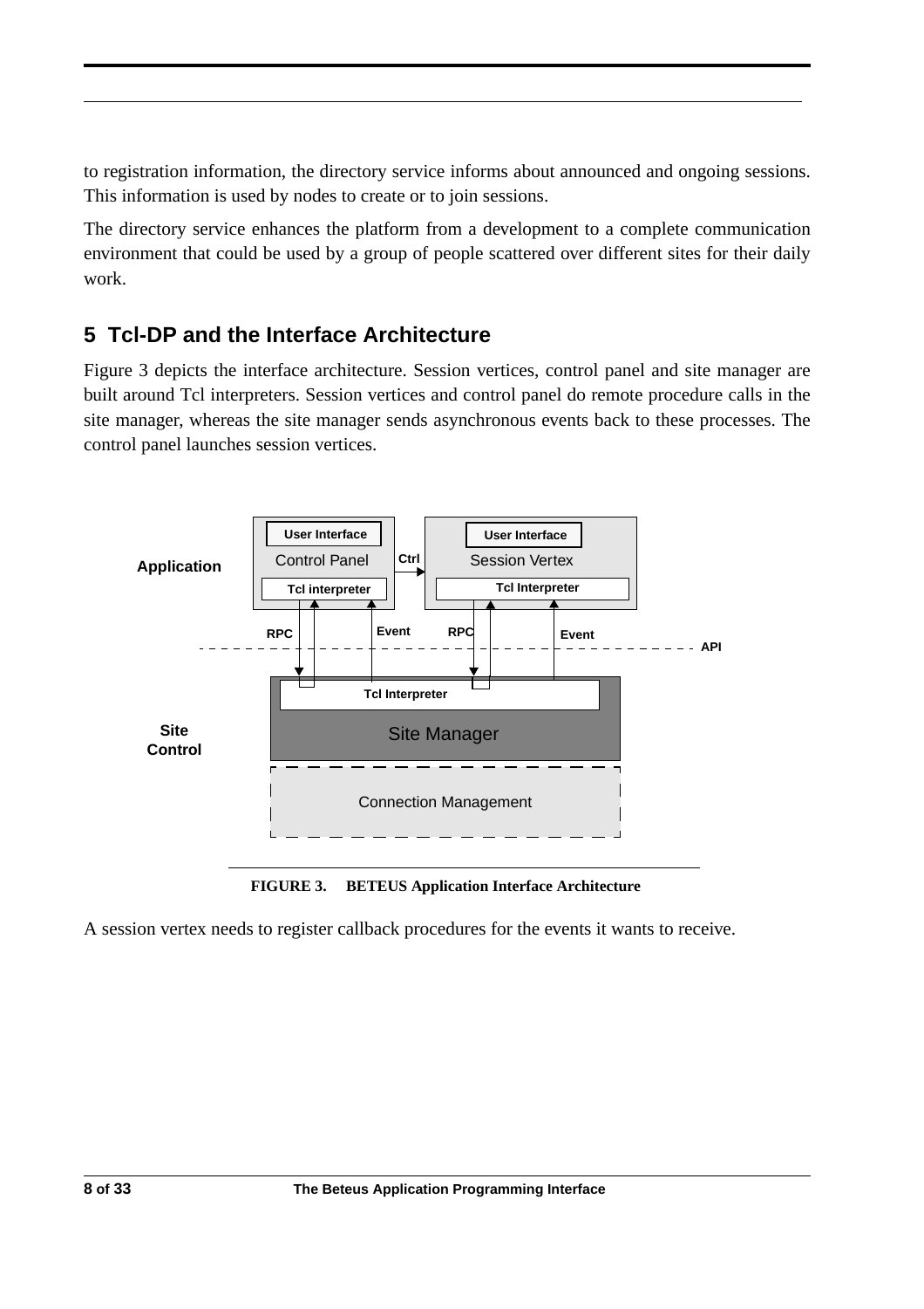to registration information, the directory service informs about announced and ongoing sessions. This information is used by nodes to create or to join sessions.

The directory service enhances the platform from a development to a complete communication environment that could be used by a group of people scattered over different sites for their daily work.

## 5 Tcl-DP and the Interface Architecture

Figure 3 depicts the interface architecture. Session vertices, control panel and site manager are built around Tcl interpreters. Session vertices and control panel do remote procedure calls in the site manager, whereas the site manager sends asynchronous events back to these processes. The control panel launches session vertices.

**FIGURE 3. BETEUS Application Interface Architecture**

A session vertex needs to register callback procedures for the events it wants to receive.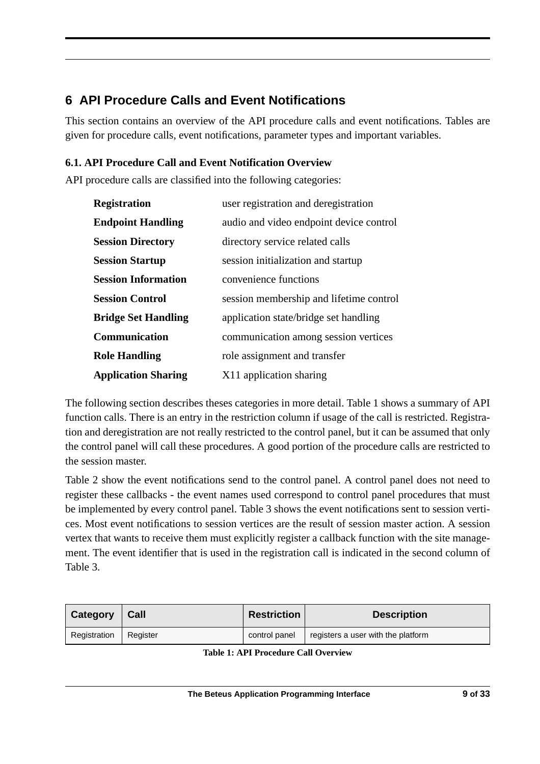## 6 API Procedure Calls and Event Notifications

This section contains an overview of the API procedure calls and event notifications. Tables are given for procedure calls, event notifications, parameter types and important variables.

### 6.1. API Procedure Call and Event Notification Overview

API procedure calls are classified into the following categories:

| | |
|---|---|
| **Registration** | user registration and deregistration |
| **Endpoint Handling** | audio and video endpoint device control |
| **Session Directory** | directory service related calls |
| **Session Startup** | session initialization and startup |
| **Session Information** | convenience functions |
| **Session Control** | session membership and lifetime control |
| **Bridge Set Handling** | application state/bridge set handling |
| **Communication** | communication among session vertices |
| **Role Handling** | role assignment and transfer |
| **Application Sharing** | X11 application sharing |

The following section describes theses categories in more detail. Table 1 shows a summary of API function calls. There is an entry in the restriction column if usage of the call is restricted. Registration and deregistration are not really restricted to the control panel, but it can be assumed that only the control panel will call these procedures. A good portion of the procedure calls are restricted to the session master.

Table 2 show the event notifications send to the control panel. A control panel does not need to register these callbacks - the event names used correspond to control panel procedures that must be implemented by every control panel. Table 3 shows the event notifications sent to session vertices. Most event notifications to session vertices are the result of session master action. A session vertex that wants to receive them must explicitly register a callback function with the site management. The event identifier that is used in the registration call is indicated in the second column of Table 3.

| Category | Call | Restriction | Description |
|---|---|---|---|
| Registration | Register | control panel | registers a user with the platform |

**Table 1: API Procedure Call Overview**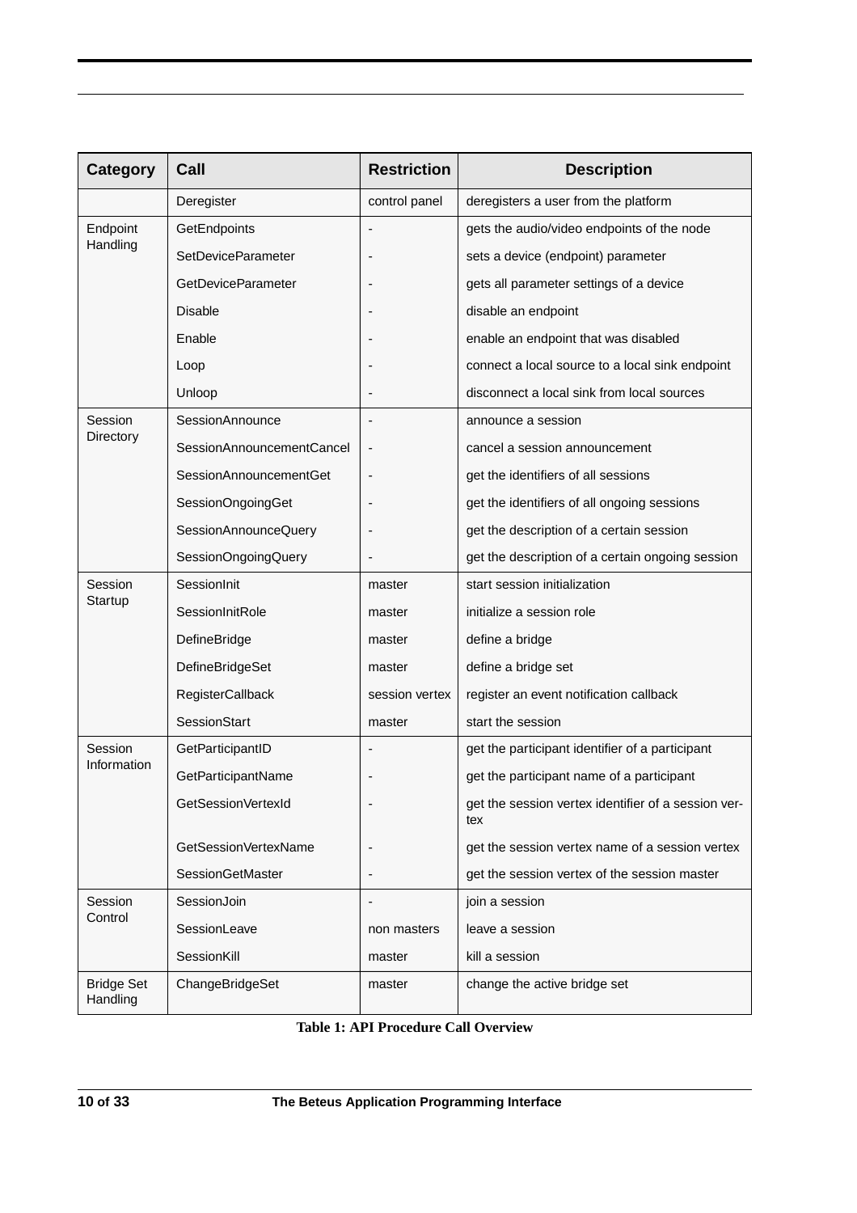| Category | Call | Restriction | Description |
|---|---|---|---|
| | Deregister | control panel | deregisters a user from the platform |
| Endpoint Handling | GetEndpoints | - | gets the audio/video endpoints of the node |
| | SetDeviceParameter | - | sets a device (endpoint) parameter |
| | GetDeviceParameter | - | gets all parameter settings of a device |
| | Disable | - | disable an endpoint |
| | Enable | - | enable an endpoint that was disabled |
| | Loop | - | connect a local source to a local sink endpoint |
| | Unloop | - | disconnect a local sink from local sources |
| Session Directory | SessionAnnounce | - | announce a session |
| | SessionAnnouncementCancel | - | cancel a session announcement |
| | SessionAnnouncementGet | - | get the identifiers of all sessions |
| | SessionOngoingGet | - | get the identifiers of all ongoing sessions |
| | SessionAnnounceQuery | - | get the description of a certain session |
| | SessionOngoingQuery | - | get the description of a certain ongoing session |
| Session Startup | SessionInit | master | start session initialization |
| | SessionInitRole | master | initialize a session role |
| | DefineBridge | master | define a bridge |
| | DefineBridgeSet | master | define a bridge set |
| | RegisterCallback | session vertex | register an event notification callback |
| | SessionStart | master | start the session |
| Session Information | GetParticipantID | - | get the participant identifier of a participant |
| | GetParticipantName | - | get the participant name of a participant |
| | GetSessionVertexId | - | get the session vertex identifier of a session vertex |
| | GetSessionVertexName | - | get the session vertex name of a session vertex |
| | SessionGetMaster | - | get the session vertex of the session master |
| Session Control | SessionJoin | - | join a session |
| | SessionLeave | non masters | leave a session |
| | SessionKill | master | kill a session |
| Bridge Set Handling | ChangeBridgeSet | master | change the active bridge set |

**Table 1: API Procedure Call Overview**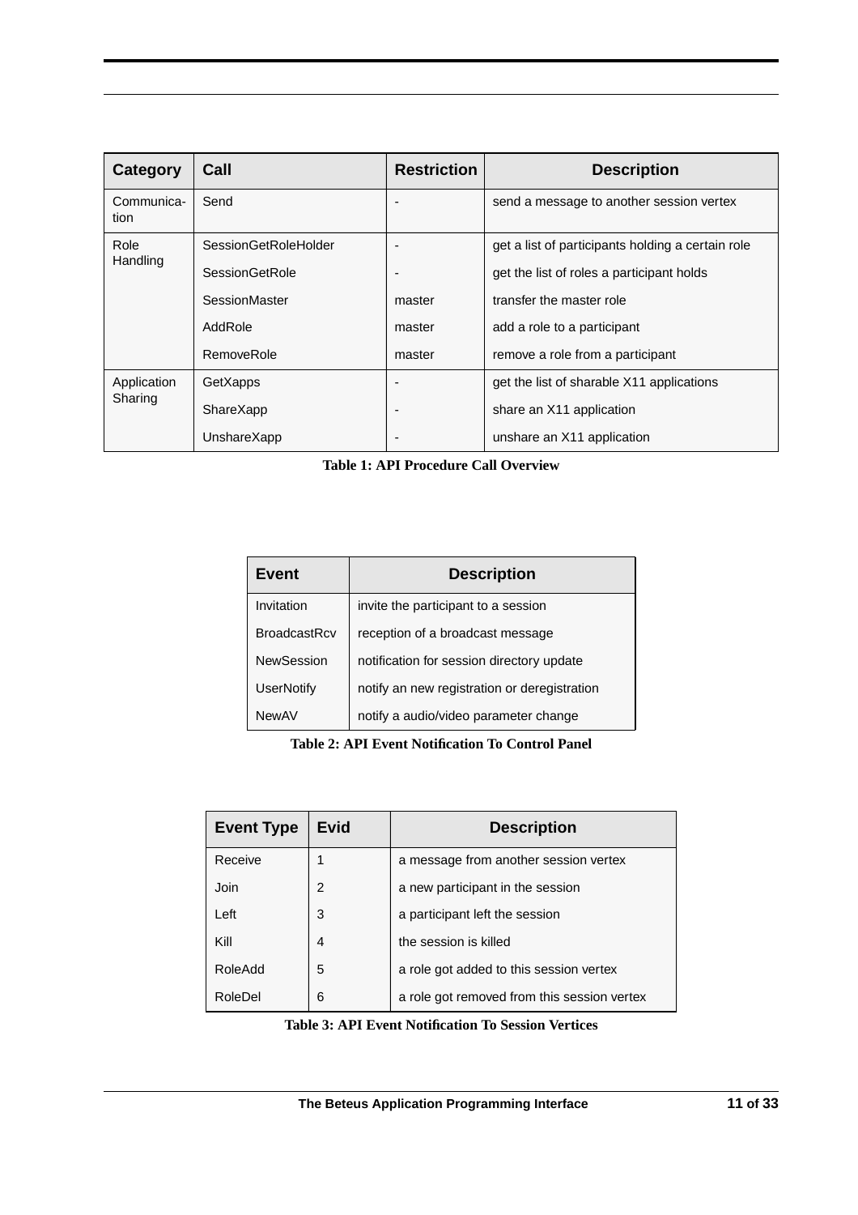| Category | Call | Restriction | Description |
|---|---|---|---|
| Communica-tion | Send | - | send a message to another session vertex |
| Role Handling | SessionGetRoleHolder | - | get a list of participants holding a certain role |
| | SessionGetRole | - | get the list of roles a participant holds |
| | SessionMaster | master | transfer the master role |
| | AddRole | master | add a role to a participant |
| | RemoveRole | master | remove a role from a participant |
| Application Sharing | GetXapps | - | get the list of sharable X11 applications |
| | ShareXapp | - | share an X11 application |
| | UnshareXapp | - | unshare an X11 application |

**Table 1: API Procedure Call Overview**

| Event | Description |
|---|---|
| Invitation | invite the participant to a session |
| BroadcastRcv | reception of a broadcast message |
| NewSession | notification for session directory update |
| UserNotify | notify an new registration or deregistration |
| NewAV | notify a audio/video parameter change |

**Table 2: API Event Notification To Control Panel**

| Event Type | Evid | Description |
|---|---|---|
| Receive | 1 | a message from another session vertex |
| Join | 2 | a new participant in the session |
| Left | 3 | a participant left the session |
| Kill | 4 | the session is killed |
| RoleAdd | 5 | a role got added to this session vertex |
| RoleDel | 6 | a role got removed from this session vertex |

**Table 3: API Event Notification To Session Vertices**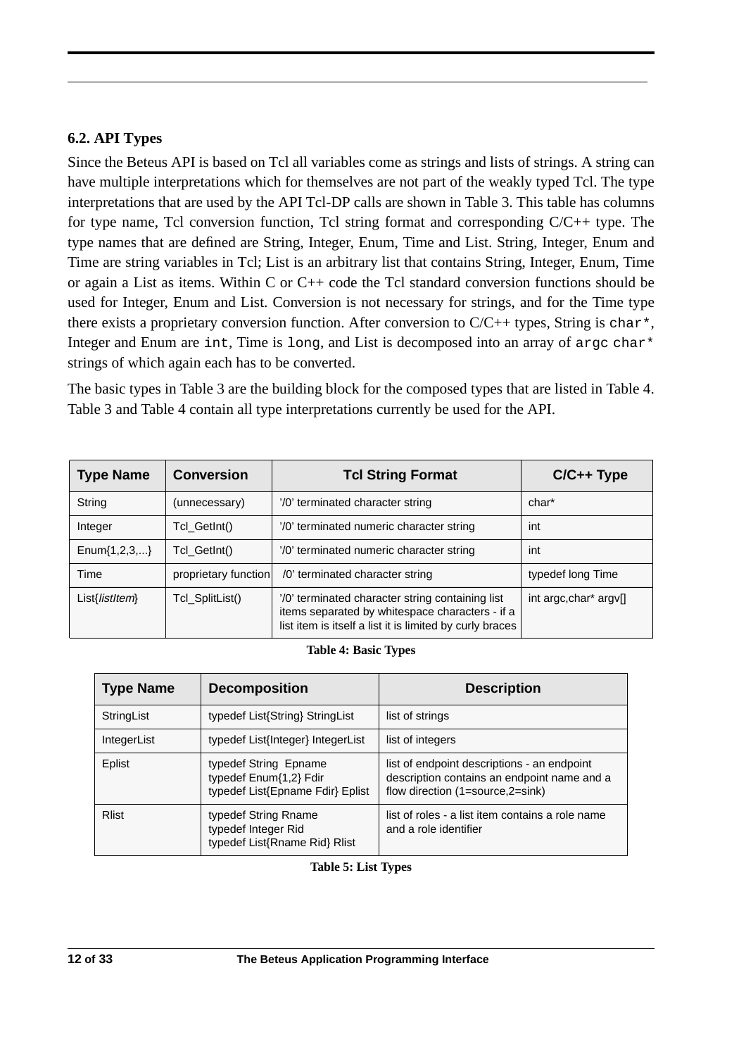## 6.2. API Types

Since the Beteus API is based on Tcl all variables come as strings and lists of strings. A string can have multiple interpretations which for themselves are not part of the weakly typed Tcl. The type interpretations that are used by the API Tcl-DP calls are shown in Table 3. This table has columns for type name, Tcl conversion function, Tcl string format and corresponding C/C++ type. The type names that are defined are String, Integer, Enum, Time and List. String, Integer, Enum and Time are string variables in Tcl; List is an arbitrary list that contains String, Integer, Enum, Time or again a List as items. Within C or C++ code the Tcl standard conversion functions should be used for Integer, Enum and List. Conversion is not necessary for strings, and for the Time type there exists a proprietary conversion function. After conversion to C/C++ types, String is `char*`, Integer and Enum are `int`, Time is `long`, and List is decomposed into an array of `argc char*` strings of which again each has to be converted.

The basic types in Table 3 are the building block for the composed types that are listed in Table 4. Table 3 and Table 4 contain all type interpretations currently be used for the API.

| Type Name | Conversion | Tcl String Format | C/C++ Type |
|---|---|---|---|
| String | (unnecessary) | '/0' terminated character string | char* |
| Integer | Tcl_GetInt() | '/0' terminated numeric character string | int |
| Enum{1,2,3,...} | Tcl_GetInt() | '/0' terminated numeric character string | int |
| Time | proprietary function | /0' terminated character string | typedef long Time |
| List{*listItem*} | Tcl_SplitList() | '/0' terminated character string containing list items separated by whitespace characters - if a list item is itself a list it is limited by curly braces | int argc,char* argv[] |

**Table 4: Basic Types**

| Type Name | Decomposition | Description |
|---|---|---|
| StringList | typedef List{String} StringList | list of strings |
| IntegerList | typedef List{Integer} IntegerList | list of integers |
| Eplist | typedef String Epname<br>typedef Enum{1,2} Fdir<br>typedef List{Epname Fdir} Eplist | list of endpoint descriptions - an endpoint description contains an endpoint name and a flow direction (1=source,2=sink) |
| Rlist | typedef String Rname<br>typedef Integer Rid<br>typedef List{Rname Rid} Rlist | list of roles - a list item contains a role name and a role identifier |

**Table 5: List Types**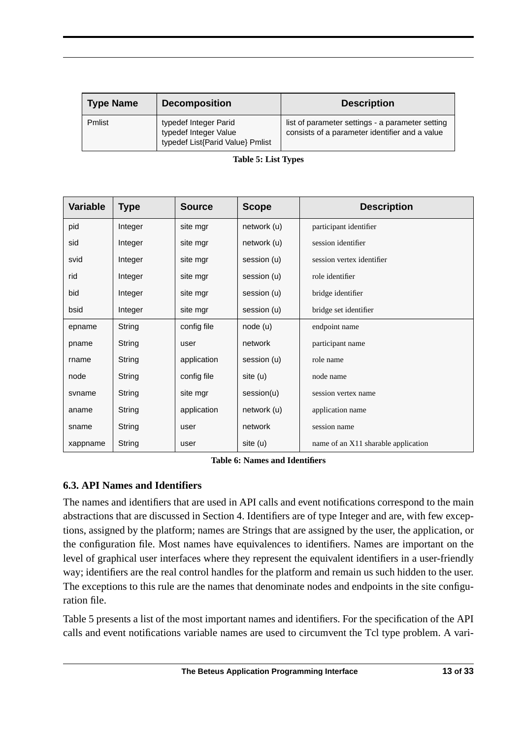| Type Name | Decomposition | Description |
|---|---|---|
| Pmlist | typedef Integer Parid<br>typedef Integer Value<br>typedef List{Parid Value} Pmlist | list of parameter settings - a parameter setting consists of a parameter identifier and a value |

**Table 5: List Types**

| Variable | Type | Source | Scope | Description |
|---|---|---|---|---|
| pid | Integer | site mgr | network (u) | participant identifier |
| sid | Integer | site mgr | network (u) | session identifier |
| svid | Integer | site mgr | session (u) | session vertex identifier |
| rid | Integer | site mgr | session (u) | role identifier |
| bid | Integer | site mgr | session (u) | bridge identifier |
| bsid | Integer | site mgr | session (u) | bridge set identifier |
| epname | String | config file | node (u) | endpoint name |
| pname | String | user | network | participant name |
| rname | String | application | session (u) | role name |
| node | String | config file | site (u) | node name |
| svname | String | site mgr | session(u) | session vertex name |
| aname | String | application | network (u) | application name |
| sname | String | user | network | session name |
| xappname | String | user | site (u) | name of an X11 sharable application |

**Table 6: Names and Identifiers**

### 6.3. API Names and Identifiers

The names and identifiers that are used in API calls and event notifications correspond to the main abstractions that are discussed in Section 4. Identifiers are of type Integer and are, with few exceptions, assigned by the platform; names are Strings that are assigned by the user, the application, or the configuration file. Most names have equivalences to identifiers. Names are important on the level of graphical user interfaces where they represent the equivalent identifiers in a user-friendly way; identifiers are the real control handles for the platform and remain us such hidden to the user. The exceptions to this rule are the names that denominate nodes and endpoints in the site configuration file.

Table 5 presents a list of the most important names and identifiers. For the specification of the API calls and event notifications variable names are used to circumvent the Tcl type problem. A vari-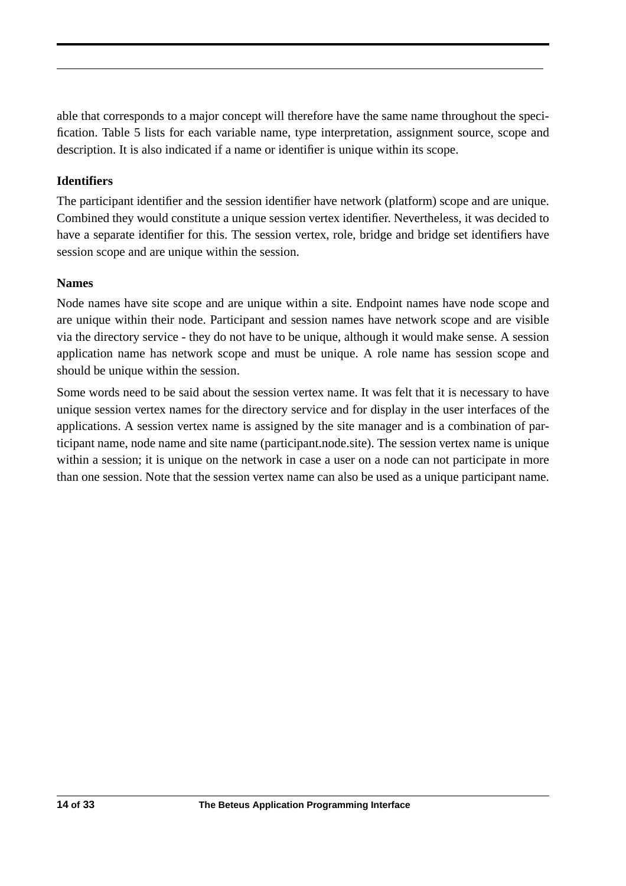able that corresponds to a major concept will therefore have the same name throughout the specification. Table 5 lists for each variable name, type interpretation, assignment source, scope and description. It is also indicated if a name or identifier is unique within its scope.

**Identifiers**

The participant identifier and the session identifier have network (platform) scope and are unique. Combined they would constitute a unique session vertex identifier. Nevertheless, it was decided to have a separate identifier for this. The session vertex, role, bridge and bridge set identifiers have session scope and are unique within the session.

**Names**

Node names have site scope and are unique within a site. Endpoint names have node scope and are unique within their node. Participant and session names have network scope and are visible via the directory service - they do not have to be unique, although it would make sense. A session application name has network scope and must be unique. A role name has session scope and should be unique within the session.

Some words need to be said about the session vertex name. It was felt that it is necessary to have unique session vertex names for the directory service and for display in the user interfaces of the applications. A session vertex name is assigned by the site manager and is a combination of participant name, node name and site name (participant.node.site). The session vertex name is unique within a session; it is unique on the network in case a user on a node can not participate in more than one session. Note that the session vertex name can also be used as a unique participant name.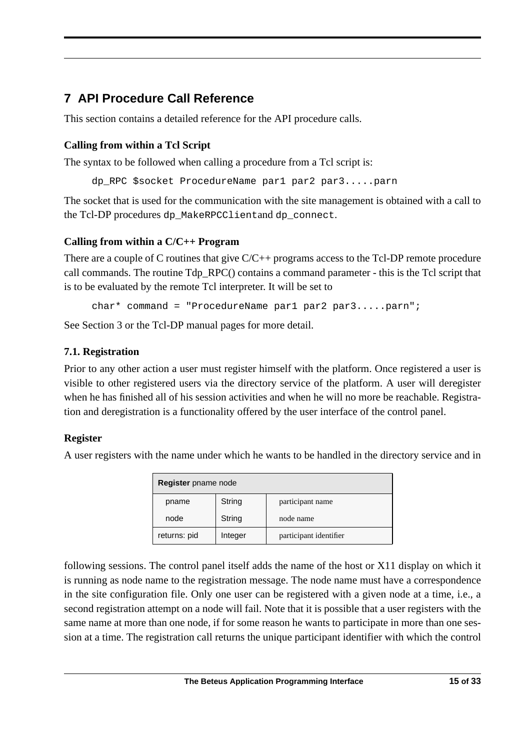## 7 API Procedure Call Reference

This section contains a detailed reference for the API procedure calls.

### Calling from within a Tcl Script

The syntax to be followed when calling a procedure from a Tcl script is:

```
dp_RPC $socket ProcedureName par1 par2 par3.....parn
```

The socket that is used for the communication with the site management is obtained with a call to the Tcl-DP procedures `dp_MakeRPCClient`and `dp_connect`.

### Calling from within a C/C++ Program

There are a couple of C routines that give C/C++ programs access to the Tcl-DP remote procedure call commands. The routine Tdp_RPC() contains a command parameter - this is the Tcl script that is to be evaluated by the remote Tcl interpreter. It will be set to

```
char* command = "ProcedureName par1 par2 par3.....parn";
```

See Section 3 or the Tcl-DP manual pages for more detail.

### 7.1. Registration

Prior to any other action a user must register himself with the platform. Once registered a user is visible to other registered users via the directory service of the platform. A user will deregister when he has finished all of his session activities and when he will no more be reachable. Registration and deregistration is a functionality offered by the user interface of the control panel.

### Register

A user registers with the name under which he wants to be handled in the directory service and in following sessions. The control panel itself adds the name of the host or X11 display on which it is running as node name to the registration message. The node name must have a correspondence in the site configuration file. Only one user can be registered with a given node at a time, i.e., a second registration attempt on a node will fail. Note that it is possible that a user registers with the same name at more than one node, if for some reason he wants to participate in more than one session at a time. The registration call returns the unique participant identifier with which the control

| **Register** pname node | | |
|---|---|---|
| pname | String | participant name |
| node | String | node name |
| returns: pid | Integer | participant identifier |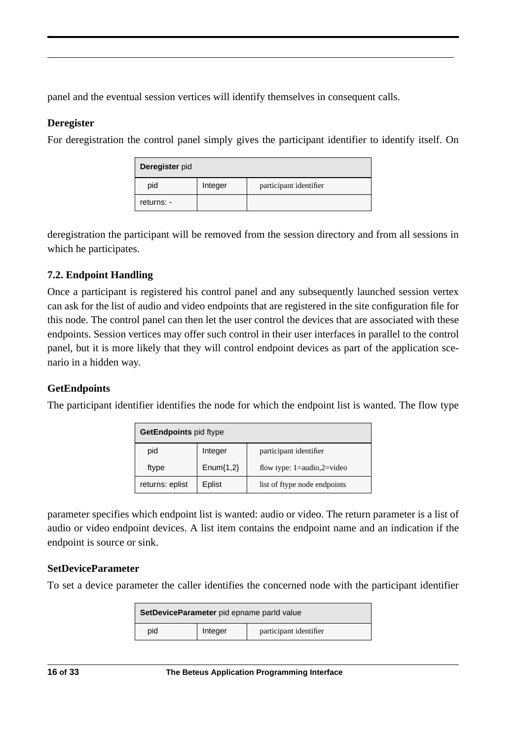panel and the eventual session vertices will identify themselves in consequent calls.

### Deregister

For deregistration the control panel simply gives the participant identifier to identify itself. On deregistration the participant will be removed from the session directory and from all sessions in which he participates.

| **Deregister** pid | | |
|---|---|---|
| pid | Integer | participant identifier |
| returns: - | | |

## 7.2. Endpoint Handling

Once a participant is registered his control panel and any subsequently launched session vertex can ask for the list of audio and video endpoints that are registered in the site configuration file for this node. The control panel can then let the user control the devices that are associated with these endpoints. Session vertices may offer such control in their user interfaces in parallel to the control panel, but it is more likely that they will control endpoint devices as part of the application scenario in a hidden way.

### GetEndpoints

The participant identifier identifies the node for which the endpoint list is wanted. The flow type parameter specifies which endpoint list is wanted: audio or video. The return parameter is a list of audio or video endpoint devices. A list item contains the endpoint name and an indication if the endpoint is source or sink.

| **GetEndpoints** pid ftype | | |
|---|---|---|
| pid | Integer | participant identifier |
| ftype | Enum{1,2} | flow type: 1=audio,2=video |
| returns: eplist | Eplist | list of ftype node endpoints |

### SetDeviceParameter

To set a device parameter the caller identifies the concerned node with the participant identifier

| **SetDeviceParameter** pid epname parId value | | |
|---|---|---|
| pid | Integer | participant identifier |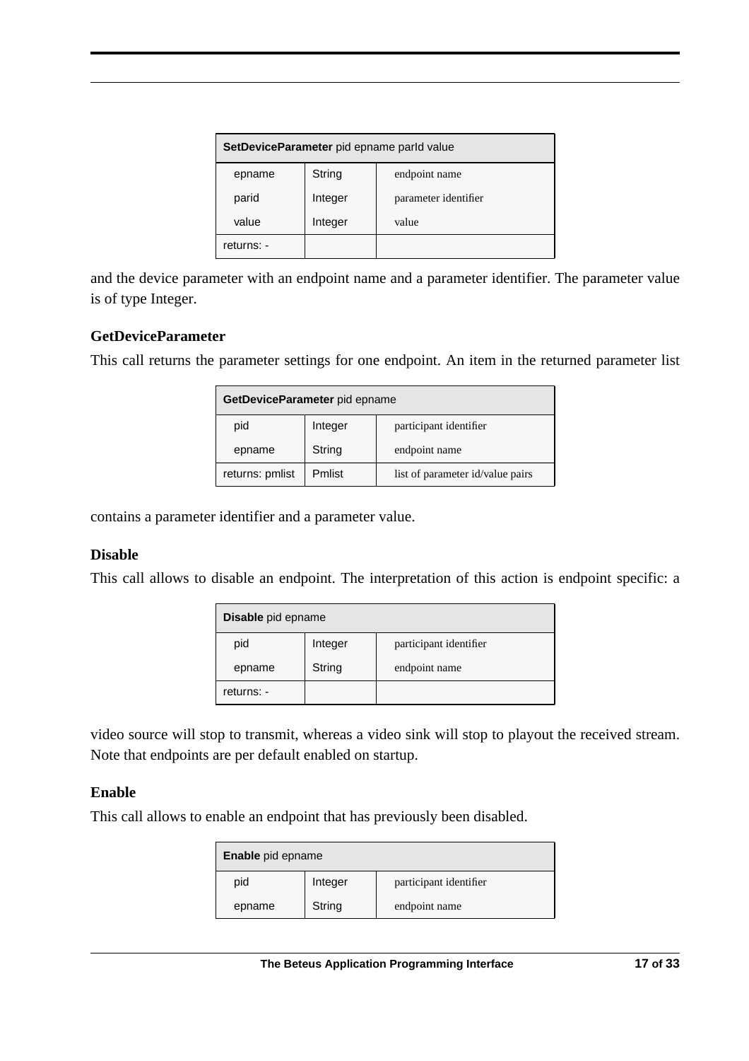| **SetDeviceParameter** pid epname parId value | | |
|---|---|---|
| epname | String | endpoint name |
| parid | Integer | parameter identifier |
| value | Integer | value |
| returns: - | | |

and the device parameter with an endpoint name and a parameter identifier. The parameter value is of type Integer.

### GetDeviceParameter

This call returns the parameter settings for one endpoint. An item in the returned parameter list contains a parameter identifier and a parameter value.

| **GetDeviceParameter** pid epname | | |
|---|---|---|
| pid | Integer | participant identifier |
| epname | String | endpoint name |
| returns: pmlist | Pmlist | list of parameter id/value pairs |

### Disable

This call allows to disable an endpoint. The interpretation of this action is endpoint specific: a video source will stop to transmit, whereas a video sink will stop to playout the received stream. Note that endpoints are per default enabled on startup.

| **Disable** pid epname | | |
|---|---|---|
| pid | Integer | participant identifier |
| epname | String | endpoint name |
| returns: - | | |

### Enable

This call allows to enable an endpoint that has previously been disabled.

| **Enable** pid epname | | |
|---|---|---|
| pid | Integer | participant identifier |
| epname | String | endpoint name |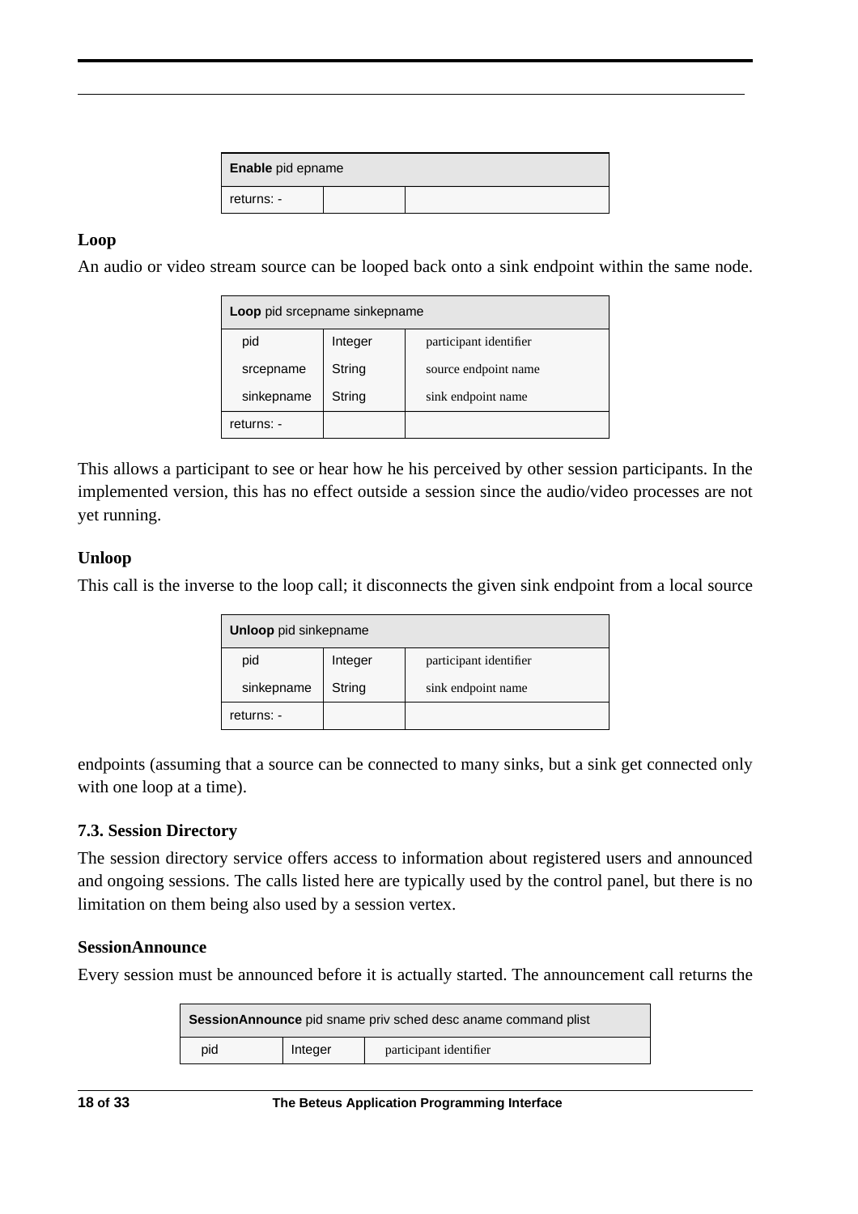| **Enable** pid epname | | |
|---|---|---|
| returns: - | | |

### Loop

An audio or video stream source can be looped back onto a sink endpoint within the same node.

| **Loop** pid srcepname sinkepname | | |
|---|---|---|
| pid | Integer | participant identifier |
| srcepname | String | source endpoint name |
| sinkepname | String | sink endpoint name |
| returns: - | | |

This allows a participant to see or hear how he his perceived by other session participants. In the implemented version, this has no effect outside a session since the audio/video processes are not yet running.

### Unloop

This call is the inverse to the loop call; it disconnects the given sink endpoint from a local source endpoints (assuming that a source can be connected to many sinks, but a sink get connected only with one loop at a time).

| **Unloop** pid sinkepname | | |
|---|---|---|
| pid | Integer | participant identifier |
| sinkepname | String | sink endpoint name |
| returns: - | | |

## 7.3. Session Directory

The session directory service offers access to information about registered users and announced and ongoing sessions. The calls listed here are typically used by the control panel, but there is no limitation on them being also used by a session vertex.

### SessionAnnounce

Every session must be announced before it is actually started. The announcement call returns the

| **SessionAnnounce** pid sname priv sched desc aname command plist | | |
|---|---|---|
| pid | Integer | participant identifier |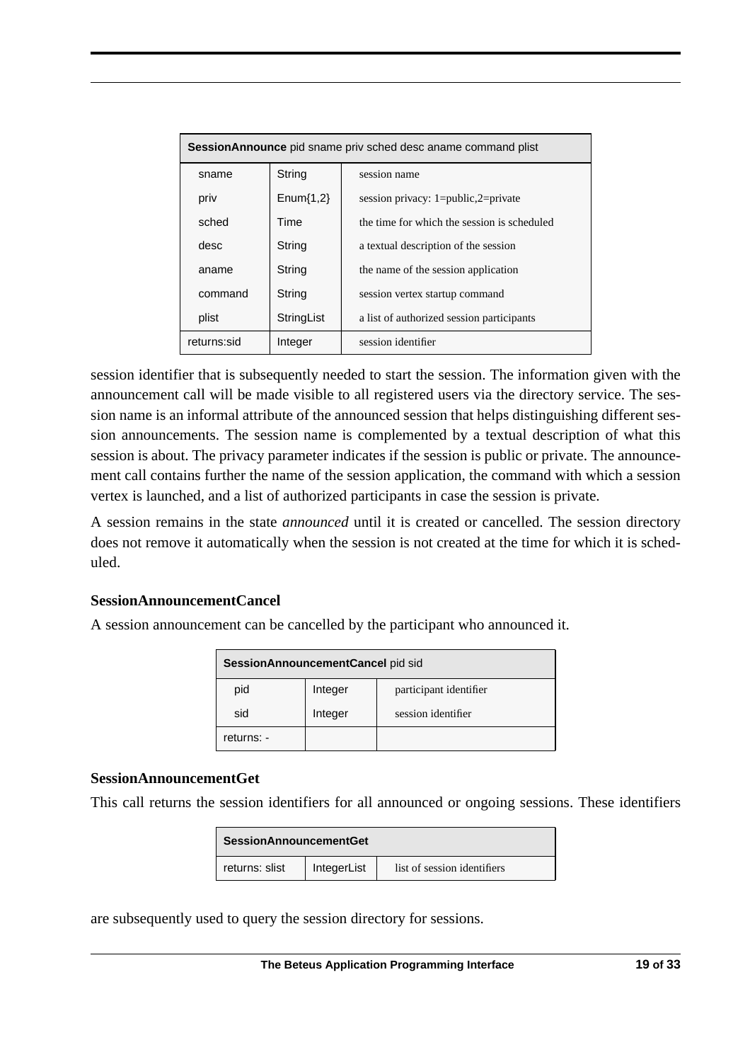| **SessionAnnounce** pid sname priv sched desc aname command plist | | |
|---|---|---|
| sname | String | session name |
| priv | Enum{1,2} | session privacy: 1=public,2=private |
| sched | Time | the time for which the session is scheduled |
| desc | String | a textual description of the session |
| aname | String | the name of the session application |
| command | String | session vertex startup command |
| plist | StringList | a list of authorized session participants |
| returns:sid | Integer | session identifier |

session identifier that is subsequently needed to start the session. The information given with the announcement call will be made visible to all registered users via the directory service. The session name is an informal attribute of the announced session that helps distinguishing different session announcements. The session name is complemented by a textual description of what this session is about. The privacy parameter indicates if the session is public or private. The announcement call contains further the name of the session application, the command with which a session vertex is launched, and a list of authorized participants in case the session is private.

A session remains in the state *announced* until it is created or cancelled. The session directory does not remove it automatically when the session is not created at the time for which it is scheduled.

### SessionAnnouncementCancel

A session announcement can be cancelled by the participant who announced it.

| **SessionAnnouncementCancel** pid sid | | |
|---|---|---|
| pid | Integer | participant identifier |
| sid | Integer | session identifier |
| returns: - | | |

### SessionAnnouncementGet

This call returns the session identifiers for all announced or ongoing sessions. These identifiers

| **SessionAnnouncementGet** | | |
|---|---|---|
| returns: slist | IntegerList | list of session identifiers |

are subsequently used to query the session directory for sessions.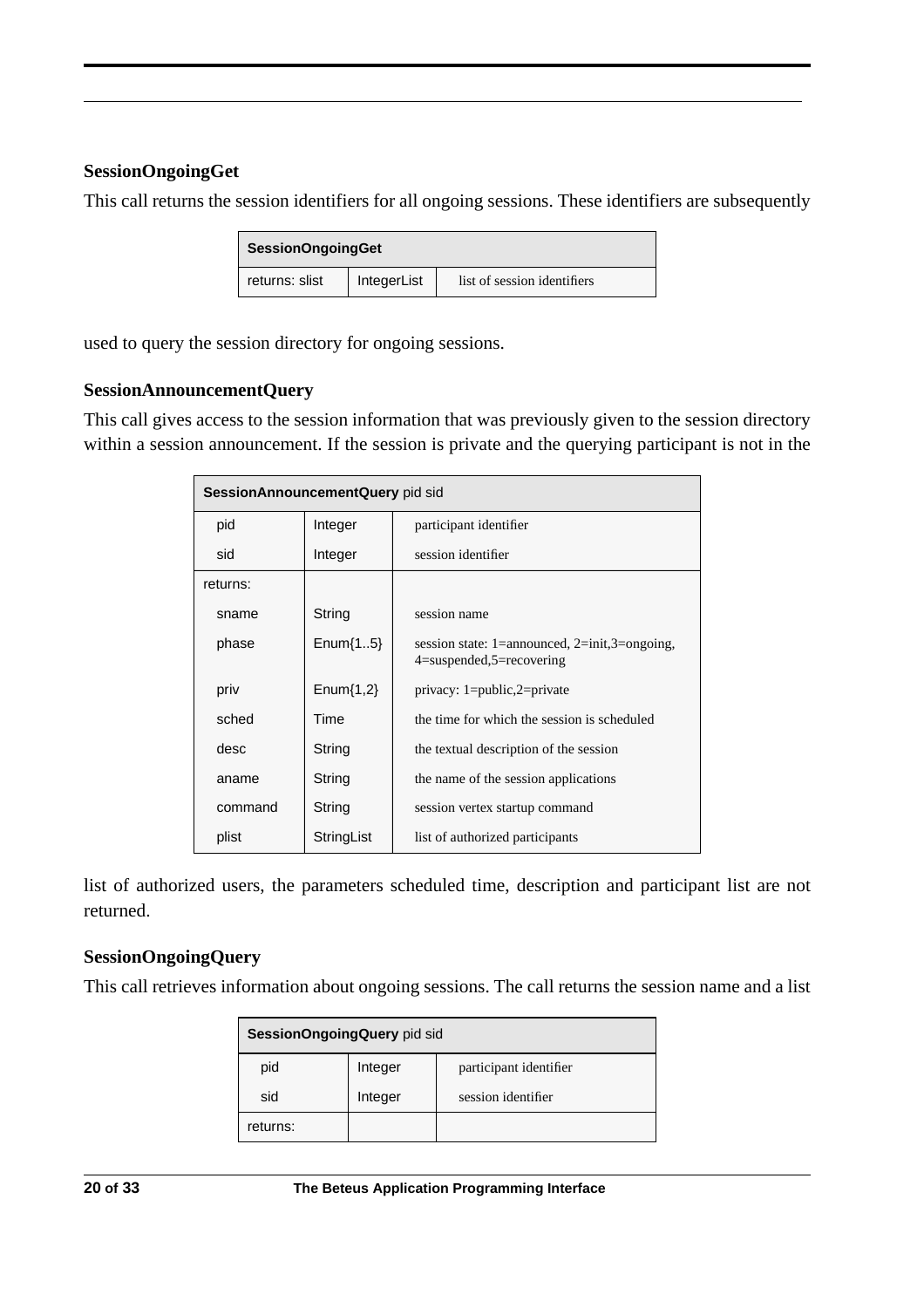### SessionOngoingGet

This call returns the session identifiers for all ongoing sessions. These identifiers are subsequently used to query the session directory for ongoing sessions.

| **SessionOngoingGet** | | |
|---|---|---|
| returns: slist | IntegerList | list of session identifiers |

### SessionAnnouncementQuery

This call gives access to the session information that was previously given to the session directory within a session announcement. If the session is private and the querying participant is not in the list of authorized users, the parameters scheduled time, description and participant list are not returned.

| **SessionAnnouncementQuery** pid sid | | |
|---|---|---|
| pid | Integer | participant identifier |
| sid | Integer | session identifier |
| returns: | | |
| sname | String | session name |
| phase | Enum{1..5} | session state: 1=announced, 2=init,3=ongoing, 4=suspended,5=recovering |
| priv | Enum{1,2} | privacy: 1=public,2=private |
| sched | Time | the time for which the session is scheduled |
| desc | String | the textual description of the session |
| aname | String | the name of the session applications |
| command | String | session vertex startup command |
| plist | StringList | list of authorized participants |

### SessionOngoingQuery

This call retrieves information about ongoing sessions. The call returns the session name and a list

| **SessionOngoingQuery** pid sid | | |
|---|---|---|
| pid | Integer | participant identifier |
| sid | Integer | session identifier |
| returns: | | |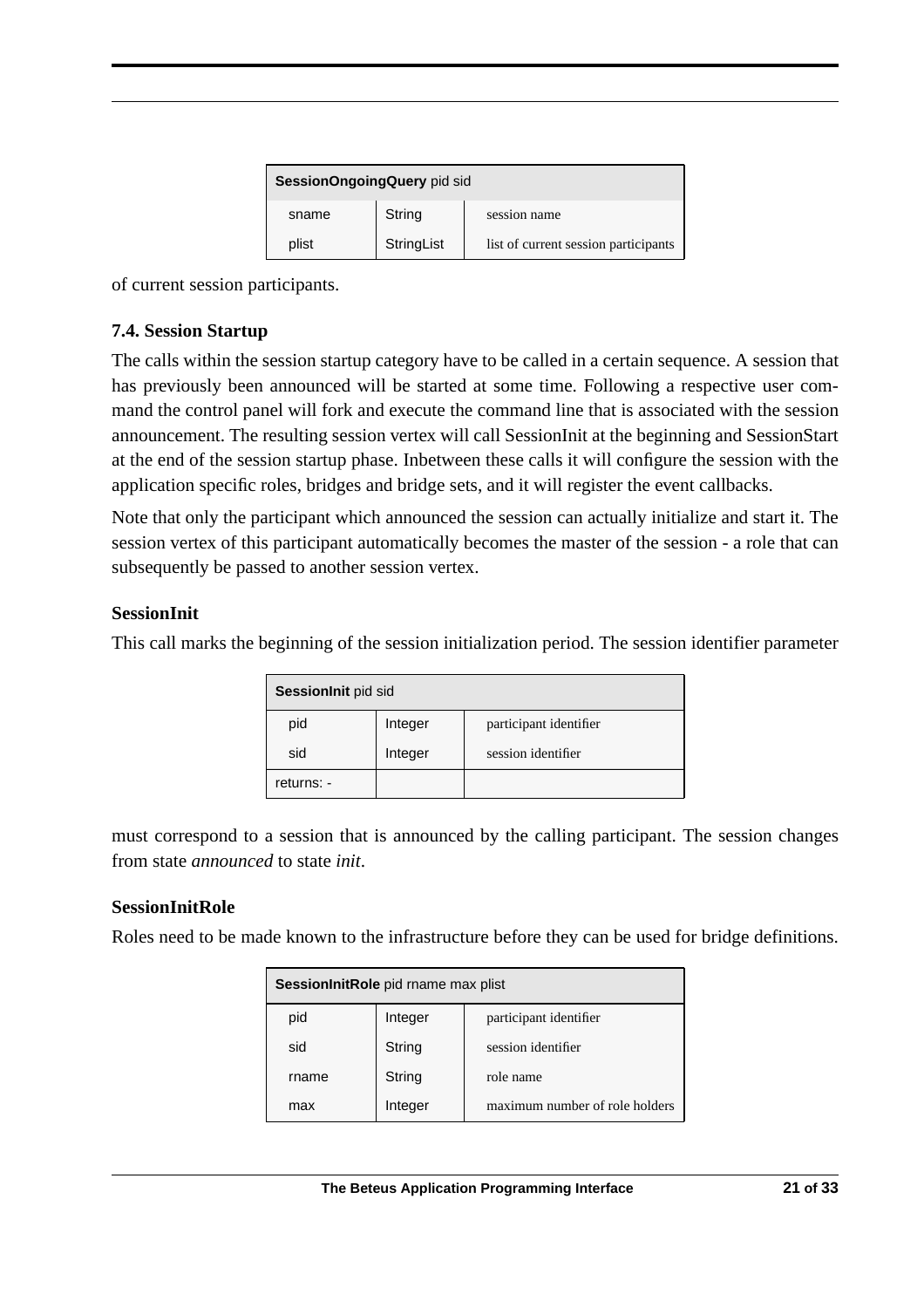| **SessionOngoingQuery** pid sid | | |
|---|---|---|
| sname | String | session name |
| plist | StringList | list of current session participants |

of current session participants.

### 7.4. Session Startup

The calls within the session startup category have to be called in a certain sequence. A session that has previously been announced will be started at some time. Following a respective user command the control panel will fork and execute the command line that is associated with the session announcement. The resulting session vertex will call SessionInit at the beginning and SessionStart at the end of the session startup phase. Inbetween these calls it will configure the session with the application specific roles, bridges and bridge sets, and it will register the event callbacks.

Note that only the participant which announced the session can actually initialize and start it. The session vertex of this participant automatically becomes the master of the session - a role that can subsequently be passed to another session vertex.

#### SessionInit

This call marks the beginning of the session initialization period. The session identifier parameter must correspond to a session that is announced by the calling participant. The session changes from state *announced* to state *init*.

| **SessionInit** pid sid | | |
|---|---|---|
| pid | Integer | participant identifier |
| sid | Integer | session identifier |
| returns: - | | |

#### SessionInitRole

Roles need to be made known to the infrastructure before they can be used for bridge definitions.

| **SessionInitRole** pid rname max plist | | |
|---|---|---|
| pid | Integer | participant identifier |
| sid | String | session identifier |
| rname | String | role name |
| max | Integer | maximum number of role holders |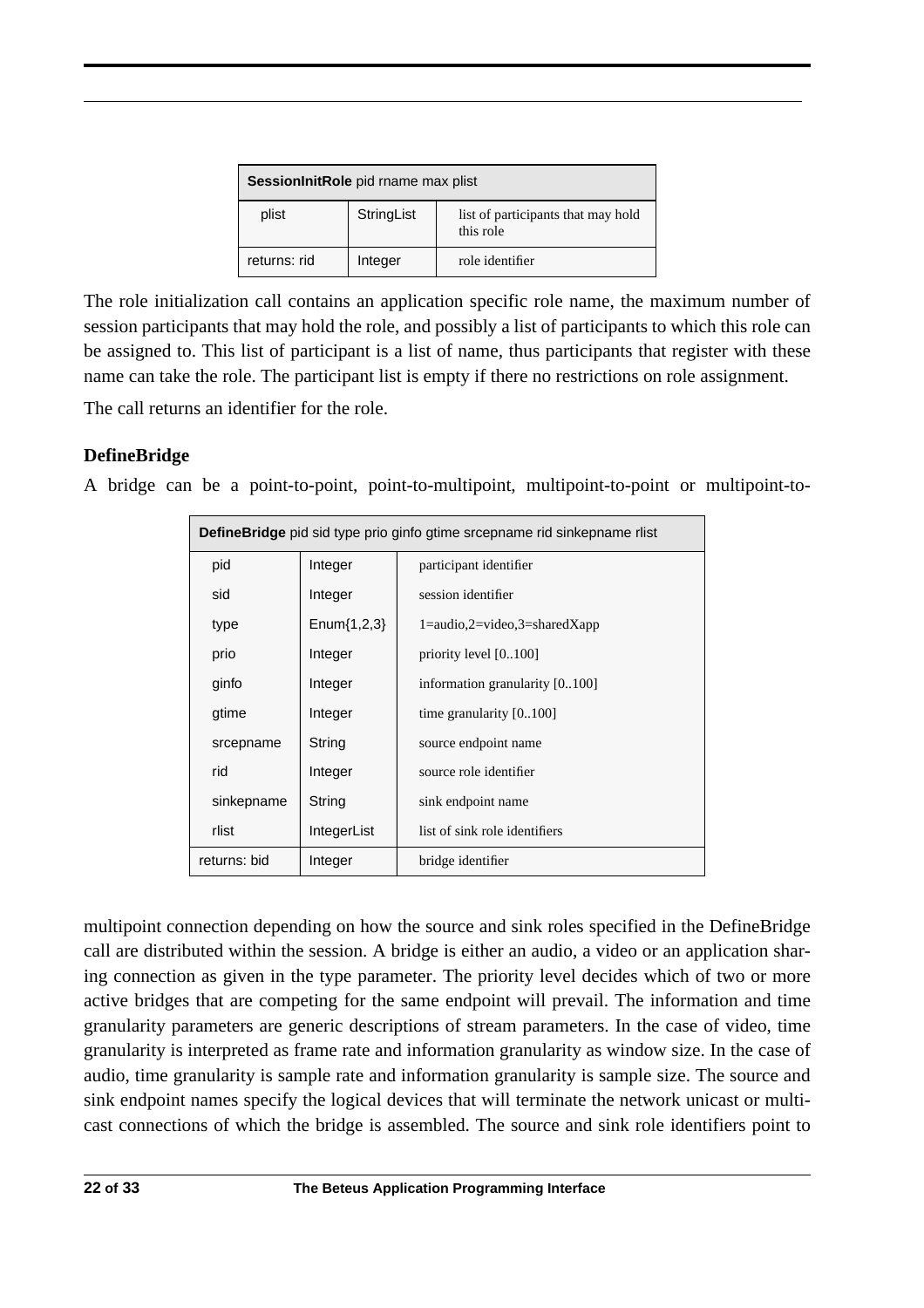| **SessionInitRole** pid rname max plist | | |
|---|---|---|
| plist | StringList | list of participants that may hold this role |
| returns: rid | Integer | role identifier |

The role initialization call contains an application specific role name, the maximum number of session participants that may hold the role, and possibly a list of participants to which this role can be assigned to. This list of participant is a list of name, thus participants that register with these name can take the role. The participant list is empty if there no restrictions on role assignment.

The call returns an identifier for the role.

### DefineBridge

A bridge can be a point-to-point, point-to-multipoint, multipoint-to-point or multipoint-to-multipoint connection depending on how the source and sink roles specified in the DefineBridge call are distributed within the session. A bridge is either an audio, a video or an application sharing connection as given in the type parameter. The priority level decides which of two or more active bridges that are competing for the same endpoint will prevail. The information and time granularity parameters are generic descriptions of stream parameters. In the case of video, time granularity is interpreted as frame rate and information granularity as window size. In the case of audio, time granularity is sample rate and information granularity is sample size. The source and sink endpoint names specify the logical devices that will terminate the network unicast or multicast connections of which the bridge is assembled. The source and sink role identifiers point to

| **DefineBridge** pid sid type prio ginfo gtime srcepname rid sinkepname rlist | | |
|---|---|---|
| pid | Integer | participant identifier |
| sid | Integer | session identifier |
| type | Enum{1,2,3} | 1=audio,2=video,3=sharedXapp |
| prio | Integer | priority level [0..100] |
| ginfo | Integer | information granularity [0..100] |
| gtime | Integer | time granularity [0..100] |
| srcepname | String | source endpoint name |
| rid | Integer | source role identifier |
| sinkepname | String | sink endpoint name |
| rlist | IntegerList | list of sink role identifiers |
| returns: bid | Integer | bridge identifier |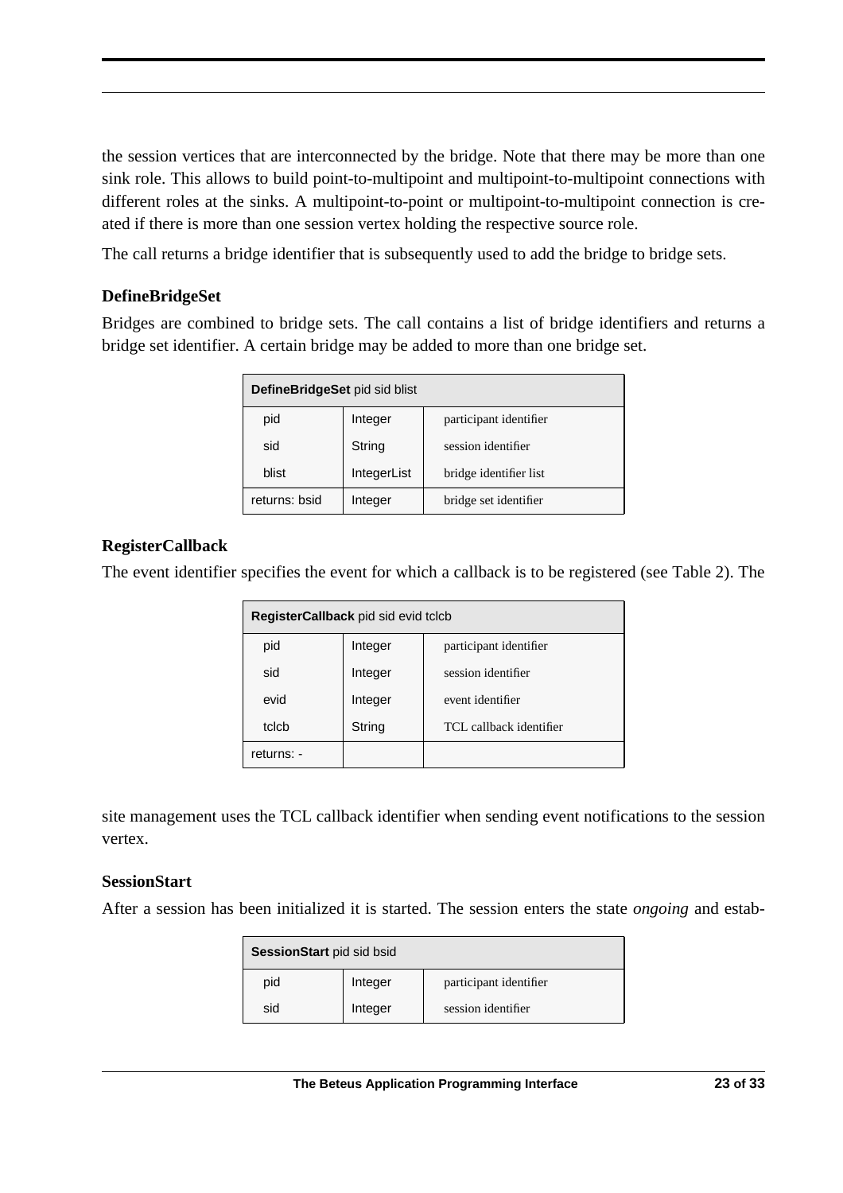the session vertices that are interconnected by the bridge. Note that there may be more than one sink role. This allows to build point-to-multipoint and multipoint-to-multipoint connections with different roles at the sinks. A multipoint-to-point or multipoint-to-multipoint connection is created if there is more than one session vertex holding the respective source role.

The call returns a bridge identifier that is subsequently used to add the bridge to bridge sets.

### DefineBridgeSet

Bridges are combined to bridge sets. The call contains a list of bridge identifiers and returns a bridge set identifier. A certain bridge may be added to more than one bridge set.

| **DefineBridgeSet** pid sid blist | | |
|---|---|---|
| pid | Integer | participant identifier |
| sid | String | session identifier |
| blist | IntegerList | bridge identifier list |
| returns: bsid | Integer | bridge set identifier |

### RegisterCallback

The event identifier specifies the event for which a callback is to be registered (see Table 2). The site management uses the TCL callback identifier when sending event notifications to the session vertex.

| **RegisterCallback** pid sid evid tclcb | | |
|---|---|---|
| pid | Integer | participant identifier |
| sid | Integer | session identifier |
| evid | Integer | event identifier |
| tclcb | String | TCL callback identifier |
| returns: - | | |

### SessionStart

After a session has been initialized it is started. The session enters the state *ongoing* and estab-

| **SessionStart** pid sid bsid | | |
|---|---|---|
| pid | Integer | participant identifier |
| sid | Integer | session identifier |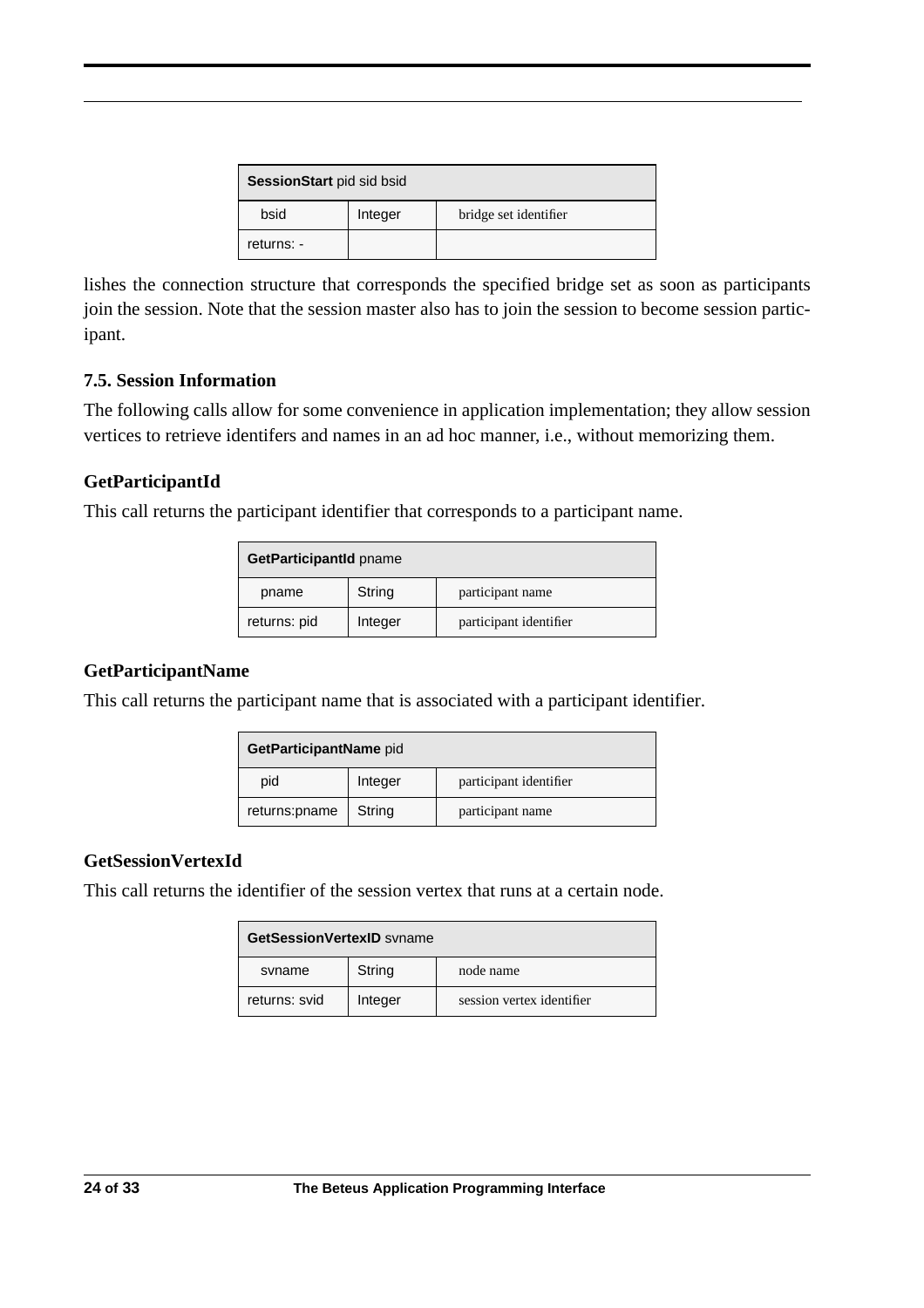| **SessionStart** pid sid bsid | | |
|---|---|---|
| bsid | Integer | bridge set identifier |
| returns: - | | |

lishes the connection structure that corresponds the specified bridge set as soon as participants join the session. Note that the session master also has to join the session to become session participant.

### 7.5. Session Information

The following calls allow for some convenience in application implementation; they allow session vertices to retrieve identifers and names in an ad hoc manner, i.e., without memorizing them.

#### GetParticipantId

This call returns the participant identifier that corresponds to a participant name.

| **GetParticipantId** pname | | |
|---|---|---|
| pname | String | participant name |
| returns: pid | Integer | participant identifier |

#### GetParticipantName

This call returns the participant name that is associated with a participant identifier.

| **GetParticipantName** pid | | |
|---|---|---|
| pid | Integer | participant identifier |
| returns:pname | String | participant name |

#### GetSessionVertexId

This call returns the identifier of the session vertex that runs at a certain node.

| **GetSessionVertexID** svname | | |
|---|---|---|
| svname | String | node name |
| returns: svid | Integer | session vertex identifier |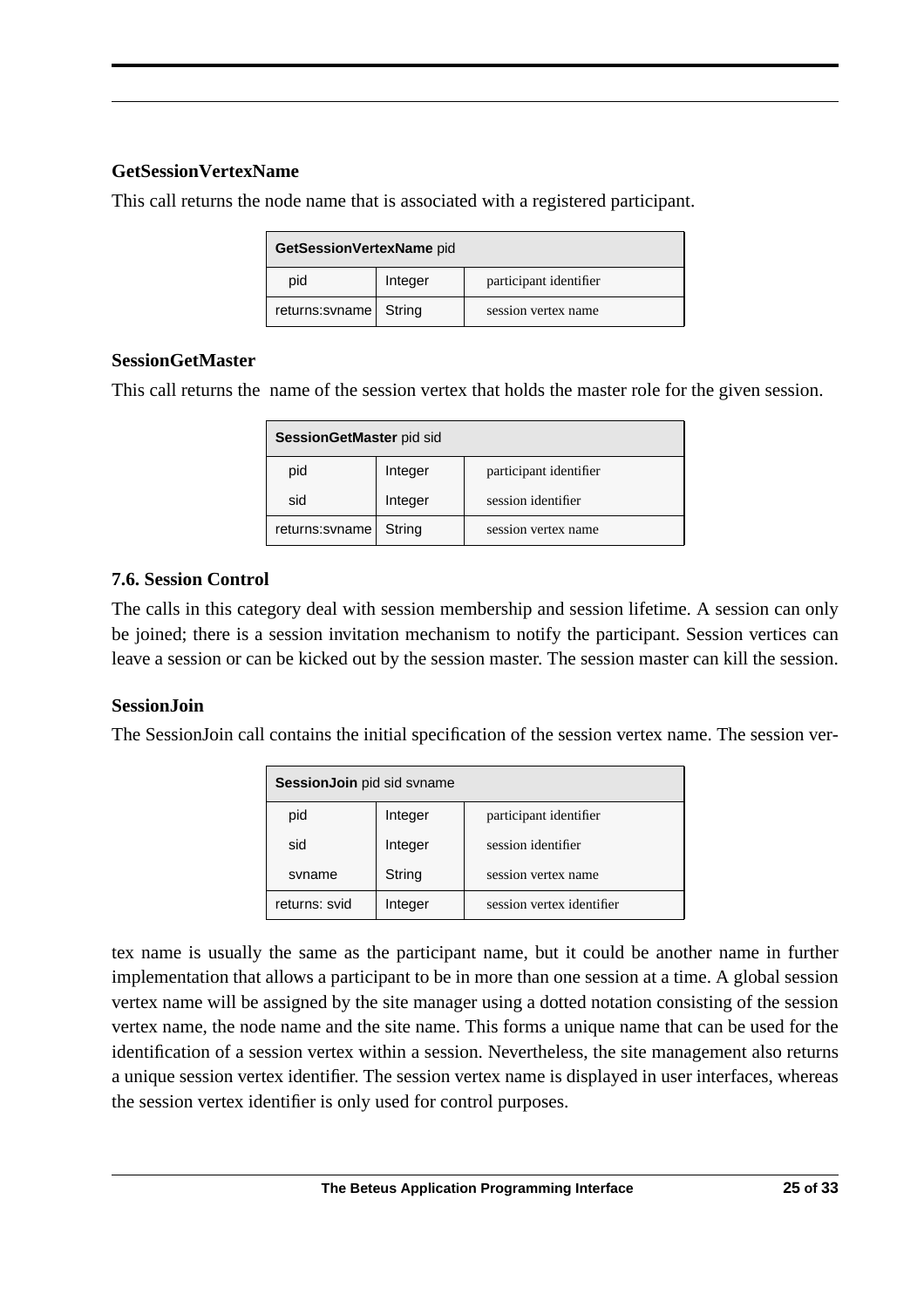**GetSessionVertexName**

This call returns the node name that is associated with a registered participant.

| **GetSessionVertexName** pid | | |
|---|---|---|
| pid | Integer | participant identifier |
| returns:svname | String | session vertex name |

**SessionGetMaster**

This call returns the name of the session vertex that holds the master role for the given session.

| **SessionGetMaster** pid sid | | |
|---|---|---|
| pid | Integer | participant identifier |
| sid | Integer | session identifier |
| returns:svname | String | session vertex name |

### 7.6. Session Control

The calls in this category deal with session membership and session lifetime. A session can only be joined; there is a session invitation mechanism to notify the participant. Session vertices can leave a session or can be kicked out by the session master. The session master can kill the session.

**SessionJoin**

The SessionJoin call contains the initial specification of the session vertex name. The session vertex name is usually the same as the participant name, but it could be another name in further implementation that allows a participant to be in more than one session at a time. A global session vertex name will be assigned by the site manager using a dotted notation consisting of the session vertex name, the node name and the site name. This forms a unique name that can be used for the identification of a session vertex within a session. Nevertheless, the site management also returns a unique session vertex identifier. The session vertex name is displayed in user interfaces, whereas the session vertex identifier is only used for control purposes.

| **SessionJoin** pid sid svname | | |
|---|---|---|
| pid | Integer | participant identifier |
| sid | Integer | session identifier |
| svname | String | session vertex name |
| returns: svid | Integer | session vertex identifier |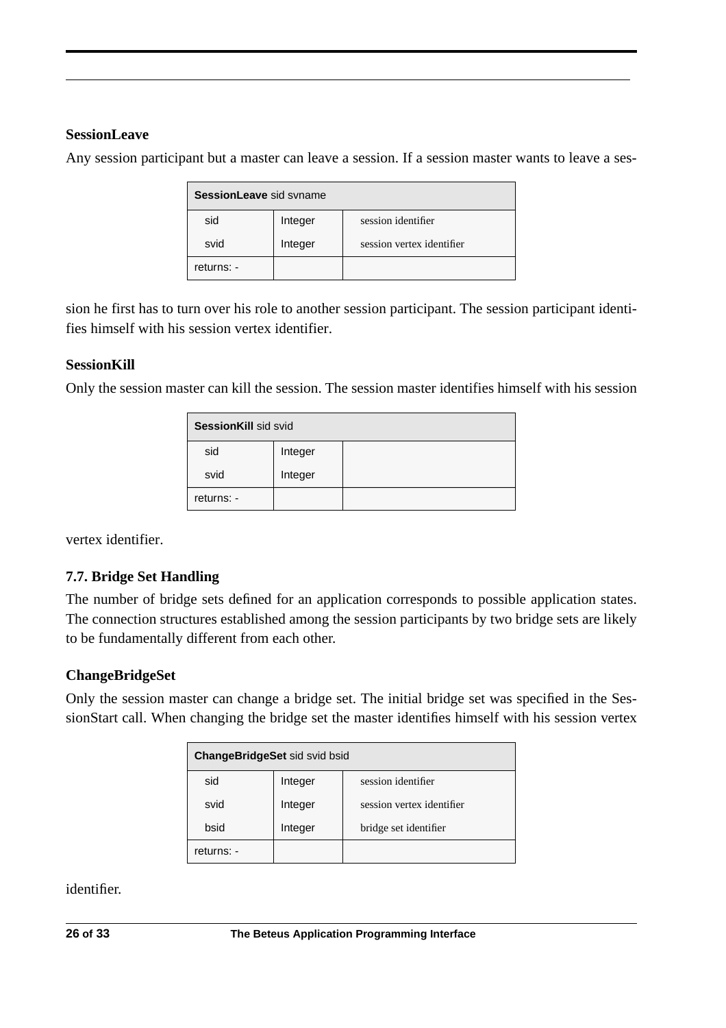### SessionLeave

Any session participant but a master can leave a session. If a session master wants to leave a session he first has to turn over his role to another session participant. The session participant identifies himself with his session vertex identifier.

| **SessionLeave** sid svname | | |
|---|---|---|
| sid | Integer | session identifier |
| svid | Integer | session vertex identifier |
| returns: - | | |

### SessionKill

Only the session master can kill the session. The session master identifies himself with his session vertex identifier.

| **SessionKill** sid svid | | |
|---|---|---|
| sid | Integer | |
| svid | Integer | |
| returns: - | | |

## 7.7. Bridge Set Handling

The number of bridge sets defined for an application corresponds to possible application states. The connection structures established among the session participants by two bridge sets are likely to be fundamentally different from each other.

### ChangeBridgeSet

Only the session master can change a bridge set. The initial bridge set was specified in the SessionStart call. When changing the bridge set the master identifies himself with his session vertex identifier.

| **ChangeBridgeSet** sid svid bsid | | |
|---|---|---|
| sid | Integer | session identifier |
| svid | Integer | session vertex identifier |
| bsid | Integer | bridge set identifier |
| returns: - | | |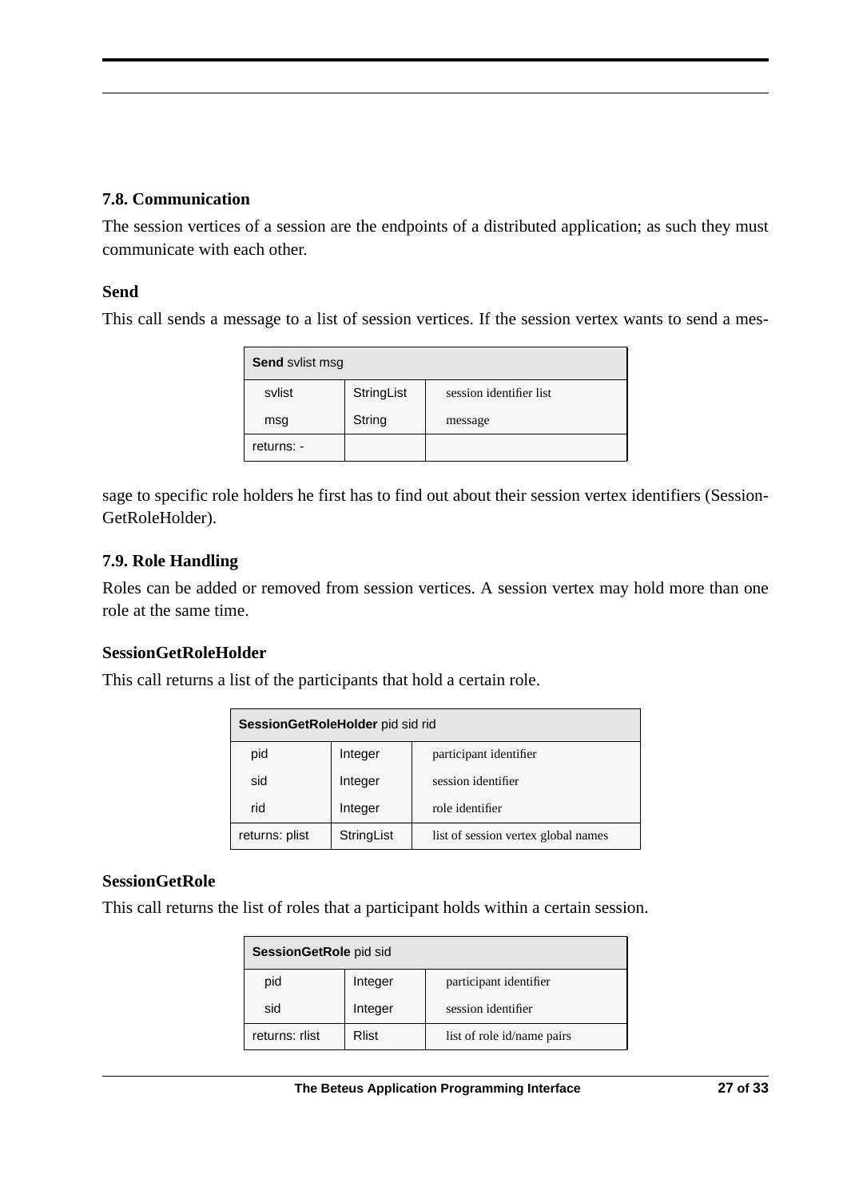### 7.8. Communication

The session vertices of a session are the endpoints of a distributed application; as such they must communicate with each other.

#### Send

This call sends a message to a list of session vertices. If the session vertex wants to send a message to specific role holders he first has to find out about their session vertex identifiers (SessionGetRoleHolder).

| **Send** svlist msg | | |
|---|---|---|
| svlist | StringList | session identifier list |
| msg | String | message |
| returns: - | | |

### 7.9. Role Handling

Roles can be added or removed from session vertices. A session vertex may hold more than one role at the same time.

#### SessionGetRoleHolder

This call returns a list of the participants that hold a certain role.

| **SessionGetRoleHolder** pid sid rid | | |
|---|---|---|
| pid | Integer | participant identifier |
| sid | Integer | session identifier |
| rid | Integer | role identifier |
| returns: plist | StringList | list of session vertex global names |

#### SessionGetRole

This call returns the list of roles that a participant holds within a certain session.

| **SessionGetRole** pid sid | | |
|---|---|---|
| pid | Integer | participant identifier |
| sid | Integer | session identifier |
| returns: rlist | Rlist | list of role id/name pairs |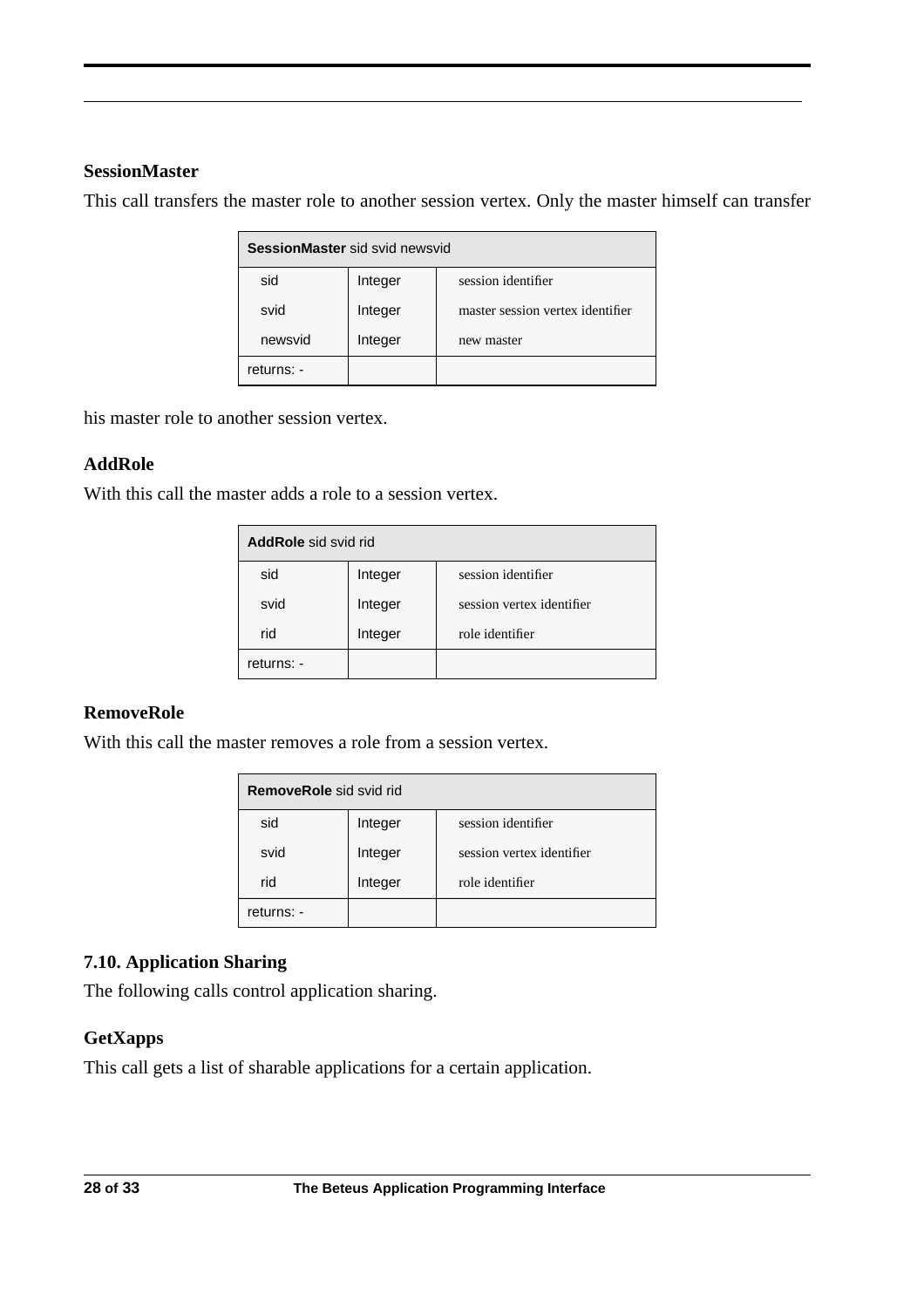### SessionMaster

This call transfers the master role to another session vertex. Only the master himself can transfer his master role to another session vertex.

| **SessionMaster** sid svid newsvid | | |
|---|---|---|
| sid | Integer | session identifier |
| svid | Integer | master session vertex identifier |
| newsvid | Integer | new master |
| returns: - | | |

### AddRole

With this call the master adds a role to a session vertex.

| **AddRole** sid svid rid | | |
|---|---|---|
| sid | Integer | session identifier |
| svid | Integer | session vertex identifier |
| rid | Integer | role identifier |
| returns: - | | |

### RemoveRole

With this call the master removes a role from a session vertex.

| **RemoveRole** sid svid rid | | |
|---|---|---|
| sid | Integer | session identifier |
| svid | Integer | session vertex identifier |
| rid | Integer | role identifier |
| returns: - | | |

## 7.10. Application Sharing

The following calls control application sharing.

### GetXapps

This call gets a list of sharable applications for a certain application.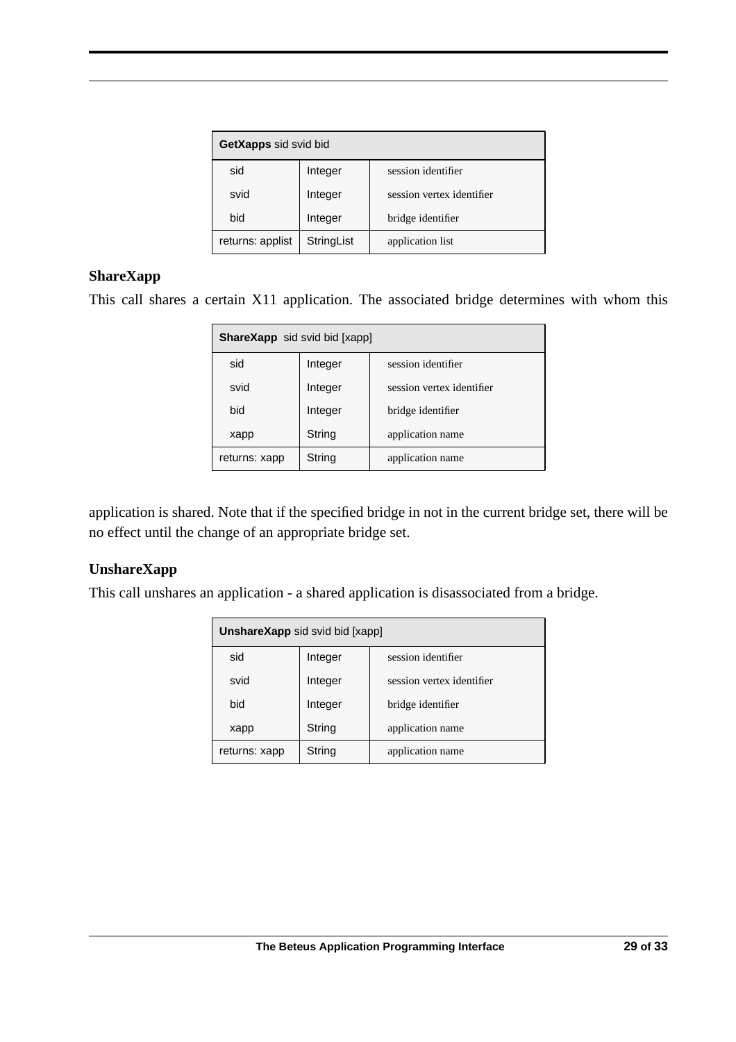| **GetXapps** sid svid bid | | |
|---|---|---|
| sid | Integer | session identifier |
| svid | Integer | session vertex identifier |
| bid | Integer | bridge identifier |
| returns: applist | StringList | application list |

### ShareXapp

This call shares a certain X11 application. The associated bridge determines with whom this application is shared. Note that if the specified bridge in not in the current bridge set, there will be no effect until the change of an appropriate bridge set.

| **ShareXapp** sid svid bid [xapp] | | |
|---|---|---|
| sid | Integer | session identifier |
| svid | Integer | session vertex identifier |
| bid | Integer | bridge identifier |
| xapp | String | application name |
| returns: xapp | String | application name |

### UnshareXapp

This call unshares an application - a shared application is disassociated from a bridge.

| **UnshareXapp** sid svid bid [xapp] | | |
|---|---|---|
| sid | Integer | session identifier |
| svid | Integer | session vertex identifier |
| bid | Integer | bridge identifier |
| xapp | String | application name |
| returns: xapp | String | application name |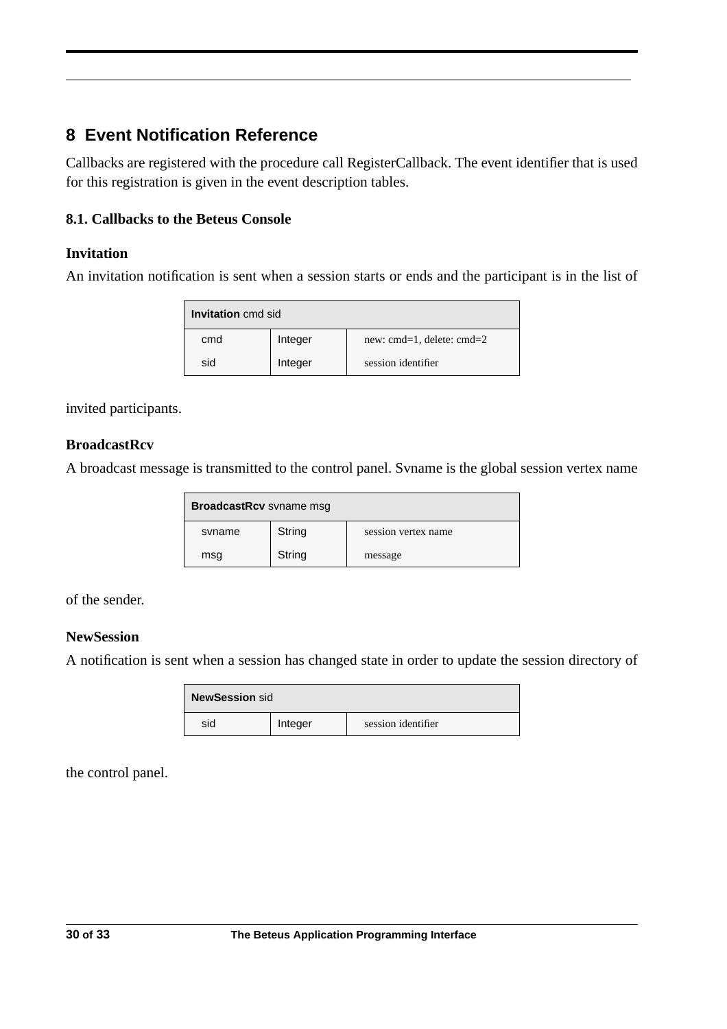# 8 Event Notification Reference

Callbacks are registered with the procedure call RegisterCallback. The event identifier that is used for this registration is given in the event description tables.

### 8.1. Callbacks to the Beteus Console

#### Invitation

An invitation notification is sent when a session starts or ends and the participant is in the list of invited participants.

| **Invitation** cmd sid | | |
|---|---|---|
| cmd | Integer | new: cmd=1, delete: cmd=2 |
| sid | Integer | session identifier |

#### BroadcastRcv

A broadcast message is transmitted to the control panel. Svname is the global session vertex name of the sender.

| **BroadcastRcv** svname msg | | |
|---|---|---|
| svname | String | session vertex name |
| msg | String | message |

#### NewSession

A notification is sent when a session has changed state in order to update the session directory of the control panel.

| **NewSession** sid | | |
|---|---|---|
| sid | Integer | session identifier |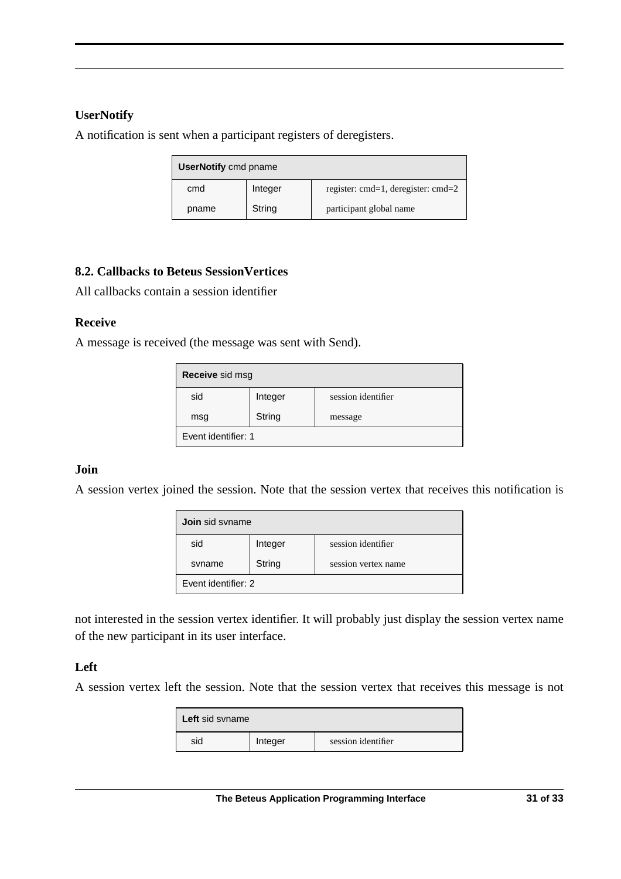### UserNotify

A notification is sent when a participant registers of deregisters.

| **UserNotify** cmd pname | | |
|---|---|---|
| cmd | Integer | register: cmd=1, deregister: cmd=2 |
| pname | String | participant global name |

## 8.2. Callbacks to Beteus SessionVertices

All callbacks contain a session identifier

### Receive

A message is received (the message was sent with Send).

| **Receive** sid msg | | |
|---|---|---|
| sid | Integer | session identifier |
| msg | String | message |
| Event identifier: 1 | | |

### Join

A session vertex joined the session. Note that the session vertex that receives this notification is not interested in the session vertex identifier. It will probably just display the session vertex name of the new participant in its user interface.

| **Join** sid svname | | |
|---|---|---|
| sid | Integer | session identifier |
| svname | String | session vertex name |
| Event identifier: 2 | | |

### Left

A session vertex left the session. Note that the session vertex that receives this message is not

| **Left** sid svname | | |
|---|---|---|
| sid | Integer | session identifier |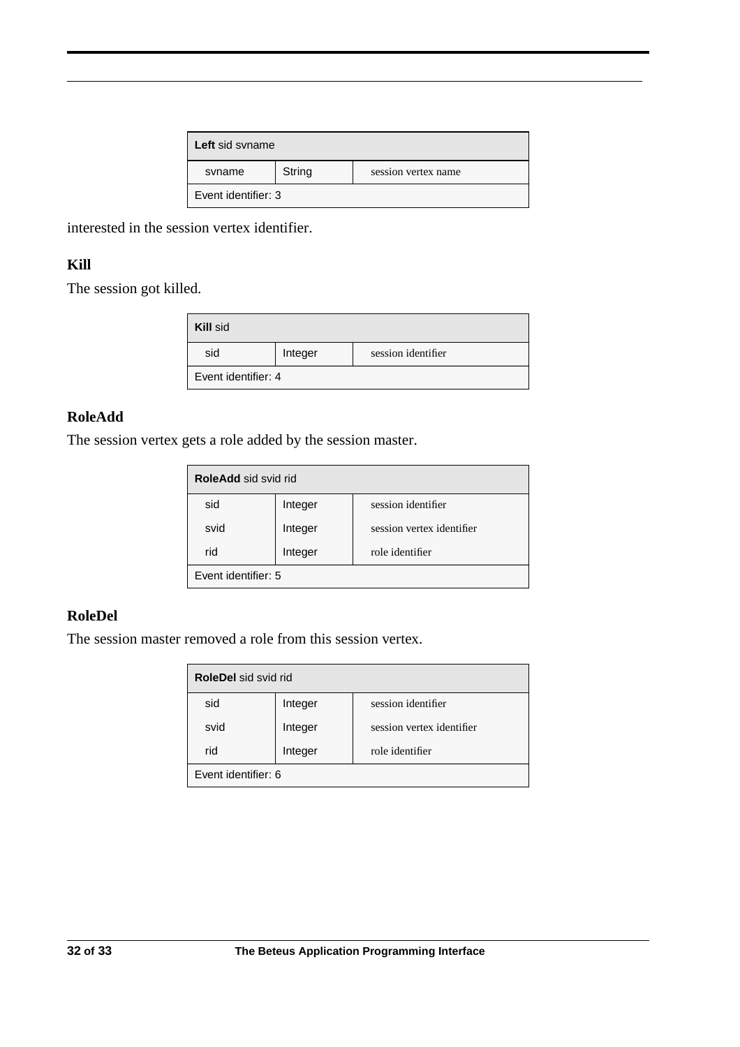| **Left** sid svname | | |
|---|---|---|
| svname | String | session vertex name |
| Event identifier: 3 | | |

interested in the session vertex identifier.

### Kill

The session got killed.

| **Kill** sid | | |
|---|---|---|
| sid | Integer | session identifier |
| Event identifier: 4 | | |

### RoleAdd

The session vertex gets a role added by the session master.

| **RoleAdd** sid svid rid | | |
|---|---|---|
| sid | Integer | session identifier |
| svid | Integer | session vertex identifier |
| rid | Integer | role identifier |
| Event identifier: 5 | | |

### RoleDel

The session master removed a role from this session vertex.

| **RoleDel** sid svid rid | | |
|---|---|---|
| sid | Integer | session identifier |
| svid | Integer | session vertex identifier |
| rid | Integer | role identifier |
| Event identifier: 6 | | |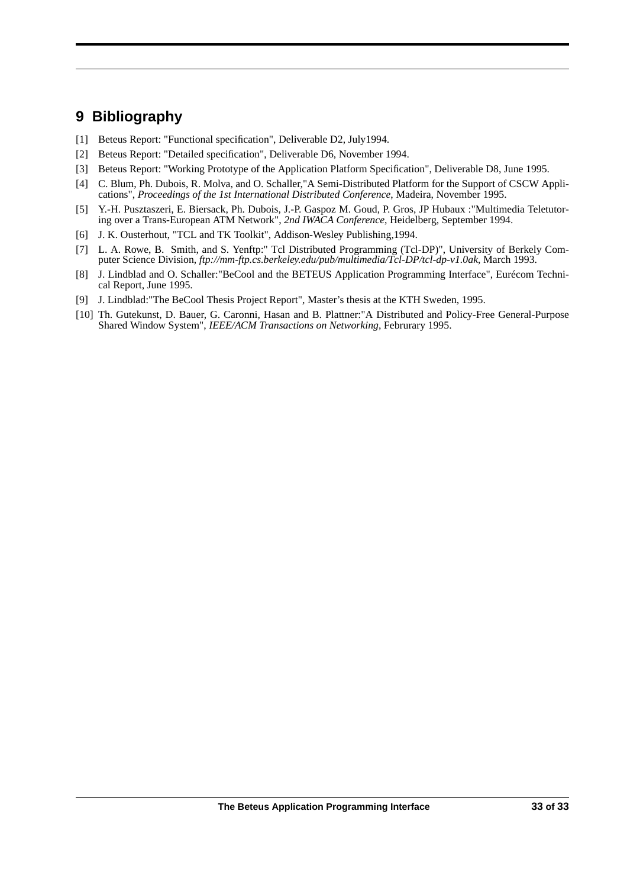# 9 Bibliography

[1] Beteus Report: "Functional specification", Deliverable D2, July1994.

[2] Beteus Report: "Detailed specification", Deliverable D6, November 1994.

[3] Beteus Report: "Working Prototype of the Application Platform Specification", Deliverable D8, June 1995.

[4] C. Blum, Ph. Dubois, R. Molva, and O. Schaller,"A Semi-Distributed Platform for the Support of CSCW Applications", *Proceedings of the 1st International Distributed Conference*, Madeira, November 1995.

[5] Y.-H. Pusztaszeri, E. Biersack, Ph. Dubois, J.-P. Gaspoz M. Goud, P. Gros, JP Hubaux :"Multimedia Teletutoring over a Trans-European ATM Network", *2nd IWACA Conference*, Heidelberg, September 1994.

[6] J. K. Ousterhout, "TCL and TK Toolkit", Addison-Wesley Publishing,1994.

[7] L. A. Rowe, B. Smith, and S. Yenftp:" Tcl Distributed Programming (Tcl-DP)", University of Berkely Computer Science Division, *ftp://mm-ftp.cs.berkeley.edu/pub/multimedia/Tcl-DP/tcl-dp-v1.0ak*, March 1993.

[8] J. Lindblad and O. Schaller:"BeCool and the BETEUS Application Programming Interface", Eurécom Technical Report, June 1995.

[9] J. Lindblad:"The BeCool Thesis Project Report", Master's thesis at the KTH Sweden, 1995.

[10] Th. Gutekunst, D. Bauer, G. Caronni, Hasan and B. Plattner:"A Distributed and Policy-Free General-Purpose Shared Window System", *IEEE/ACM Transactions on Networking*, Februrary 1995.